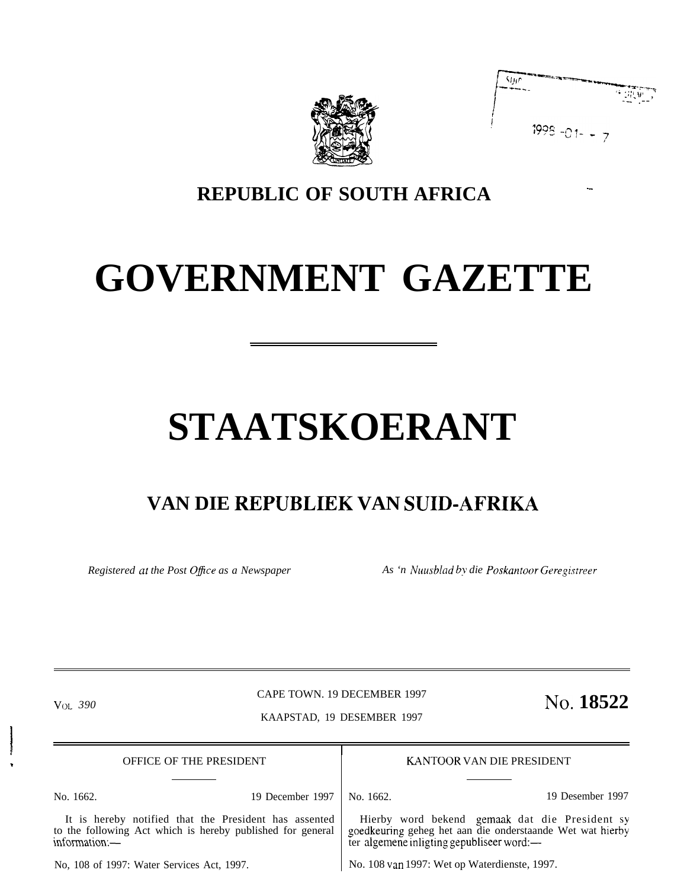# REPUBLIC OF SOUTH AFRICA

# GOVERNMENT GAZETTE

# STAATSKOERANT

## VAN DIE REPUBLIEK VAN SUID-AFRIKA

*Registered at the Post Office as a Newspaper* — *As 'n Nuusblad by die Poskantoor Geregistreer*

VOL. 390 — CAPE TOWN. 19 DECEMBER 1997 — KAAPSTAD, 19 DESEMBER 1997 — No. **18522**

OFFICE OF THE PRESIDENT

No. 1662. 19 December 1997

It is hereby notified that the President has assented to the following Act which is hereby published for general information:—

No, 108 of 1997: Water Services Act, 1997.

KANTOOR VAN DIE PRESIDENT

No. 1662. 19 Desember 1997

Hierby word bekend gemaak dat die President sy goedkeuring geheg het aan die onderstaande Wet wat hierby ter algemene inligting gepubliseer word:—

No. 108 van 1997: Wet op Waterdienste, 1997.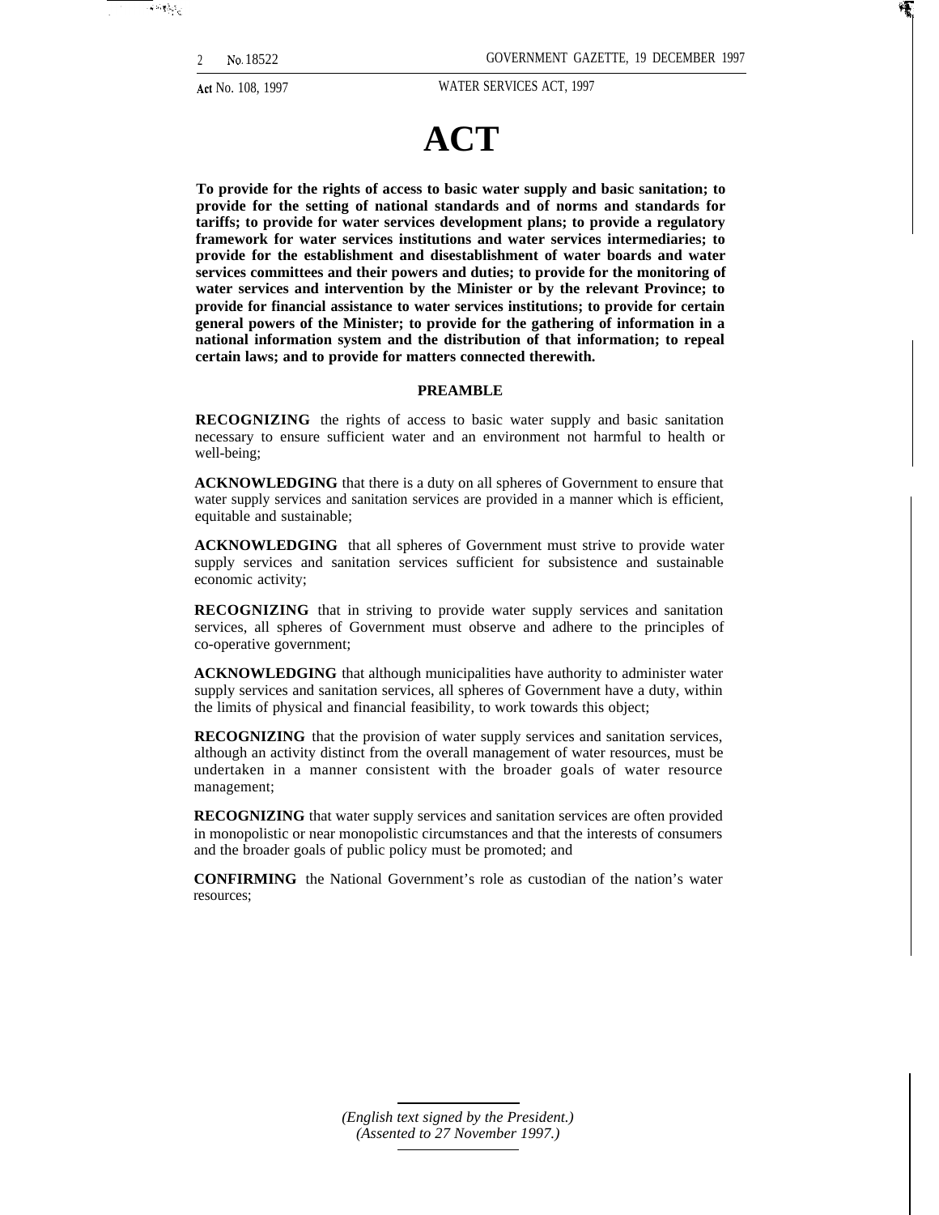# ACT

**To provide for the rights of access to basic water supply and basic sanitation; to provide for the setting of national standards and of norms and standards for tariffs; to provide for water services development plans; to provide a regulatory framework for water services institutions and water services intermediaries; to provide for the establishment and disestablishment of water boards and water services committees and their powers and duties; to provide for the monitoring of water services and intervention by the Minister or by the relevant Province; to provide for financial assistance to water services institutions; to provide for certain general powers of the Minister; to provide for the gathering of information in a national information system and the distribution of that information; to repeal certain laws; and to provide for matters connected therewith.**

## PREAMBLE

**RECOGNIZING** the rights of access to basic water supply and basic sanitation necessary to ensure sufficient water and an environment not harmful to health or well-being;

**ACKNOWLEDGING** that there is a duty on all spheres of Government to ensure that water supply services and sanitation services are provided in a manner which is efficient, equitable and sustainable;

**ACKNOWLEDGING** that all spheres of Government must strive to provide water supply services and sanitation services sufficient for subsistence and sustainable economic activity;

**RECOGNIZING** that in striving to provide water supply services and sanitation services, all spheres of Government must observe and adhere to the principles of co-operative government;

**ACKNOWLEDGING** that although municipalities have authority to administer water supply services and sanitation services, all spheres of Government have a duty, within the limits of physical and financial feasibility, to work towards this object;

**RECOGNIZING** that the provision of water supply services and sanitation services, although an activity distinct from the overall management of water resources, must be undertaken in a manner consistent with the broader goals of water resource management;

**RECOGNIZING** that water supply services and sanitation services are often provided in monopolistic or near monopolistic circumstances and that the interests of consumers and the broader goals of public policy must be promoted; and

**CONFIRMING** the National Government's role as custodian of the nation's water resources;

*(English text signed by the President.)*
*(Assented to 27 November 1997.)*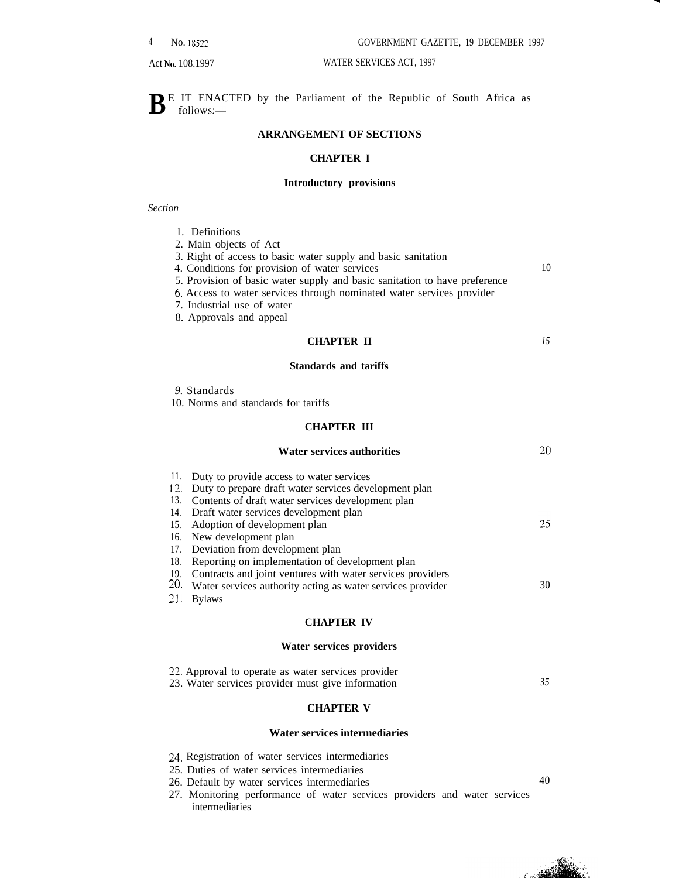BE IT ENACTED by the Parliament of the Republic of South Africa as follows:—

## ARRANGEMENT OF SECTIONS

### CHAPTER I

#### Introductory provisions

*Section*

1. Definitions
2. Main objects of Act
3. Right of access to basic water supply and basic sanitation
4. Conditions for provision of water services
5. Provision of basic water supply and basic sanitation to have preference
6. Access to water services through nominated water services provider
7. Industrial use of water
8. Approvals and appeal

### CHAPTER II

#### Standards and tariffs

9. Standards
10. Norms and standards for tariffs

### CHAPTER III

#### Water services authorities

11. Duty to provide access to water services
12. Duty to prepare draft water services development plan
13. Contents of draft water services development plan
14. Draft water services development plan
15. Adoption of development plan
16. New development plan
17. Deviation from development plan
18. Reporting on implementation of development plan
19. Contracts and joint ventures with water services providers
20. Water services authority acting as water services provider
21. Bylaws

### CHAPTER IV

#### Water services providers

22. Approval to operate as water services provider
23. Water services provider must give information

### CHAPTER V

#### Water services intermediaries

24. Registration of water services intermediaries
25. Duties of water services intermediaries
26. Default by water services intermediaries
27. Monitoring performance of water services providers and water services intermediaries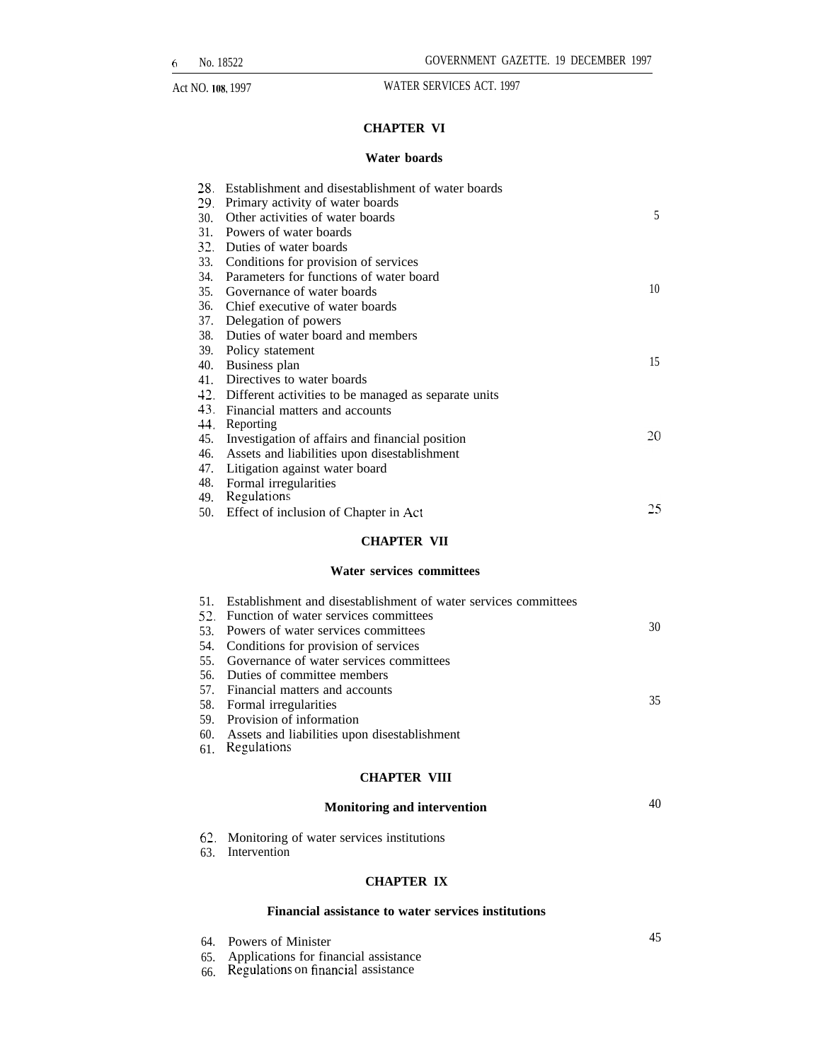## CHAPTER VI

### Water boards

28. Establishment and disestablishment of water boards
29. Primary activity of water boards
30. Other activities of water boards
31. Powers of water boards
32. Duties of water boards
33. Conditions for provision of services
34. Parameters for functions of water board
35. Governance of water boards
36. Chief executive of water boards
37. Delegation of powers
38. Duties of water board and members
39. Policy statement
40. Business plan
41. Directives to water boards
42. Different activities to be managed as separate units
43. Financial matters and accounts
44. Reporting
45. Investigation of affairs and financial position
46. Assets and liabilities upon disestablishment
47. Litigation against water board
48. Formal irregularities
49. Regulations
50. Effect of inclusion of Chapter in Act

## CHAPTER VII

### Water services committees

51. Establishment and disestablishment of water services committees
52. Function of water services committees
53. Powers of water services committees
54. Conditions for provision of services
55. Governance of water services committees
56. Duties of committee members
57. Financial matters and accounts
58. Formal irregularities
59. Provision of information
60. Assets and liabilities upon disestablishment
61. Regulations

## CHAPTER VIII

### Monitoring and intervention

62. Monitoring of water services institutions
63. Intervention

## CHAPTER IX

### Financial assistance to water services institutions

64. Powers of Minister
65. Applications for financial assistance
66. Regulations on financial assistance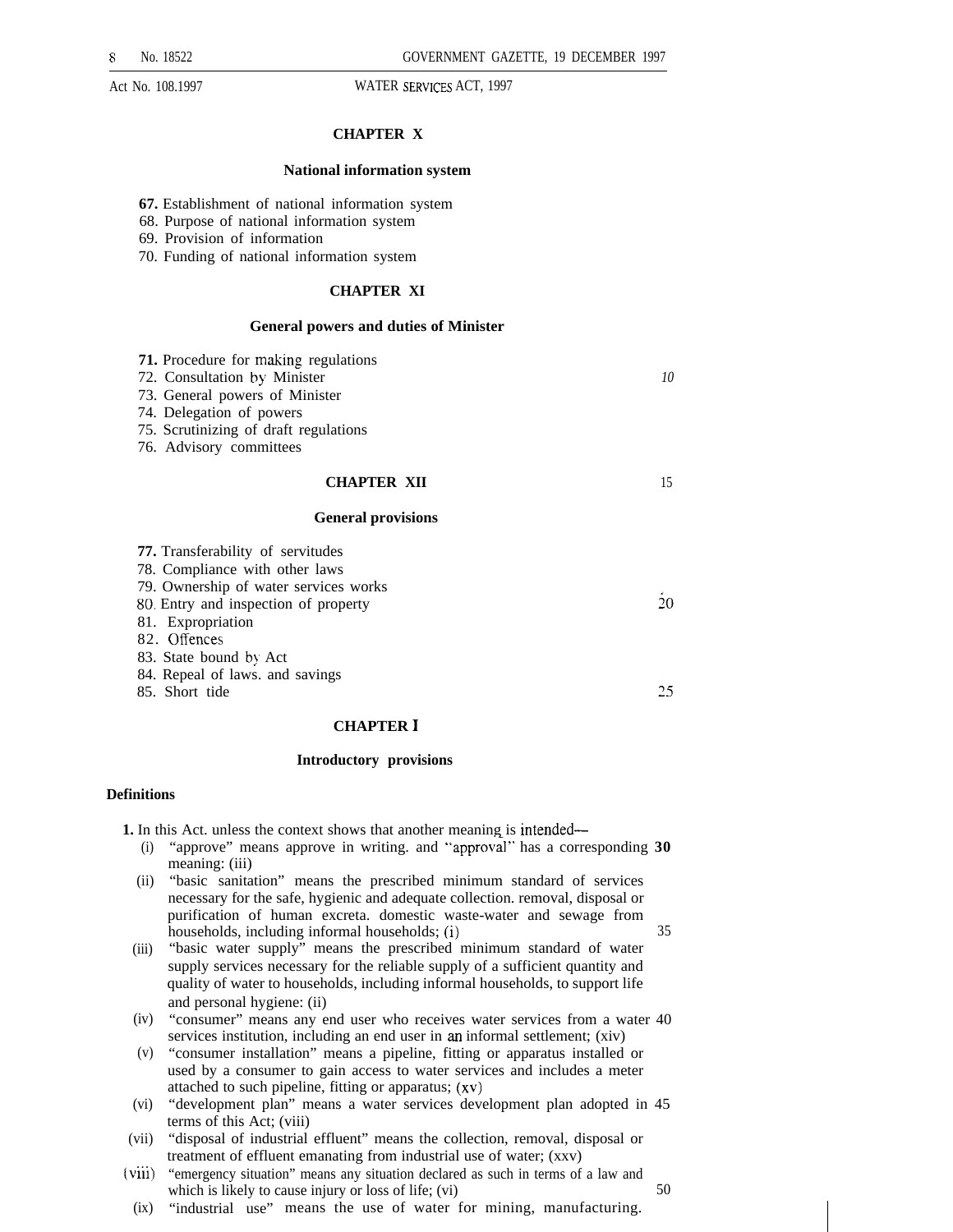### CHAPTER X

#### National information system

**67.** Establishment of national information system
68. Purpose of national information system
69. Provision of information
70. Funding of national information system

### CHAPTER XI

#### General powers and duties of Minister

**71.** Procedure for making regulations
72. Consultation by Minister
73. General powers of Minister
74. Delegation of powers
75. Scrutinizing of draft regulations
76. Advisory committees

### CHAPTER XII

#### General provisions

**77.** Transferability of servitudes
78. Compliance with other laws
79. Ownership of water services works
80. Entry and inspection of property
81. Expropriation
82. Offences
83. State bound by Act
84. Repeal of laws. and savings
85. Short tide

### CHAPTER I

#### Introductory provisions

**Definitions**

**1.** In this Act. unless the context shows that another meaning is intended—

(i) "approve" means approve in writing. and "approval" has a corresponding meaning: (iii)

(ii) "basic sanitation" means the prescribed minimum standard of services necessary for the safe, hygienic and adequate collection. removal, disposal or purification of human excreta. domestic waste-water and sewage from households, including informal households; (i)

(iii) "basic water supply" means the prescribed minimum standard of water supply services necessary for the reliable supply of a sufficient quantity and quality of water to households, including informal households, to support life and personal hygiene: (ii)

(iv) "consumer" means any end user who receives water services from a water services institution, including an end user in an informal settlement; (xiv)

(v) "consumer installation" means a pipeline, fitting or apparatus installed or used by a consumer to gain access to water services and includes a meter attached to such pipeline, fitting or apparatus; (xv)

(vi) "development plan" means a water services development plan adopted in terms of this Act; (viii)

(vii) "disposal of industrial effluent" means the collection, removal, disposal or treatment of effluent emanating from industrial use of water; (xxv)

(viii) "emergency situation" means any situation declared as such in terms of a law and which is likely to cause injury or loss of life; (vi)

(ix) "industrial use" means the use of water for mining, manufacturing.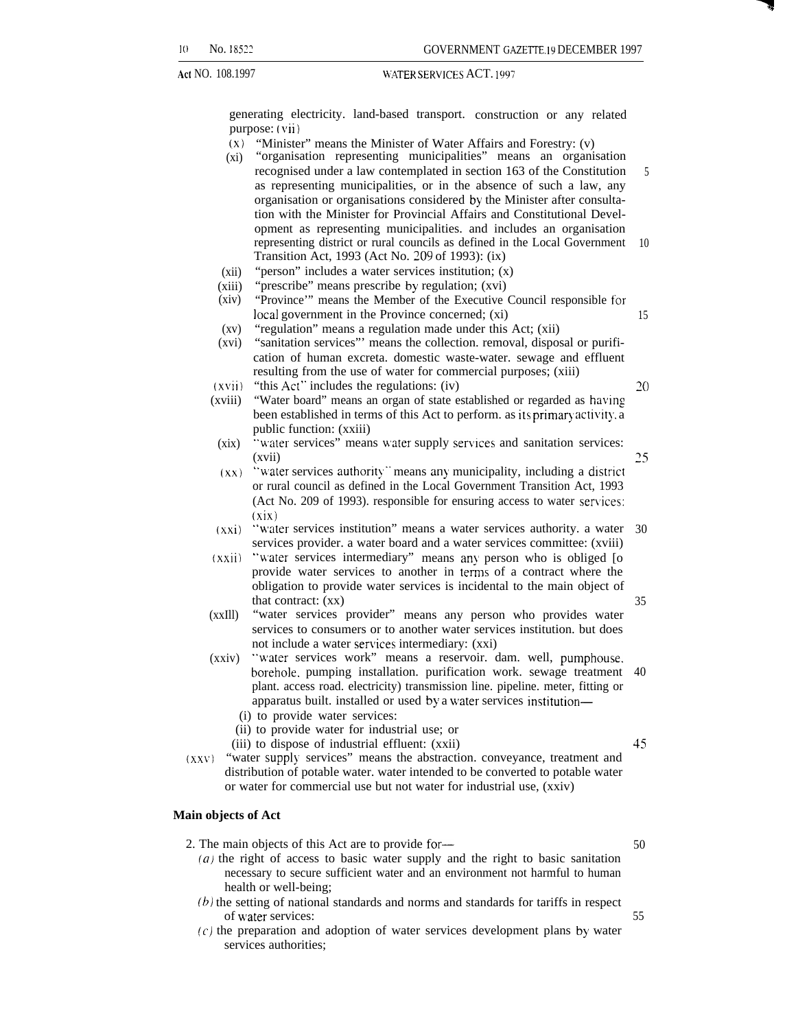generating electricity. land-based transport. construction or any related purpose: (vii)

(x) "Minister" means the Minister of Water Affairs and Forestry: (v)

(xi) "organisation representing municipalities" means an organisation recognised under a law contemplated in section 163 of the Constitution as representing municipalities, or in the absence of such a law, any organisation or organisations considered by the Minister after consultation with the Minister for Provincial Affairs and Constitutional Development as representing municipalities. and includes an organisation representing district or rural councils as defined in the Local Government Transition Act, 1993 (Act No. 209 of 1993): (ix)

(xii) "person" includes a water services institution; (x)

(xiii) "prescribe" means prescribe by regulation; (xvi)

(xiv) "Province'" means the Member of the Executive Council responsible for local government in the Province concerned; (xi)

(xv) "regulation" means a regulation made under this Act; (xii)

(xvi) "sanitation services"' means the collection. removal, disposal or purification of human excreta. domestic waste-water. sewage and effluent resulting from the use of water for commercial purposes; (xiii)

(xvii) "this Act" includes the regulations: (iv)

(xviii) "Water board" means an organ of state established or regarded as having been established in terms of this Act to perform. as its primary activity, a public function: (xxiii)

(xix) "water services" means water supply services and sanitation services: (xvii)

(xx) "water services authority" means any municipality, including a district or rural council as defined in the Local Government Transition Act, 1993 (Act No. 209 of 1993). responsible for ensuring access to water services: (xix)

(xxi) "water services institution" means a water services authority. a water services provider. a water board and a water services committee: (xviii)

(xxii) "water services intermediary" means any person who is obliged [o provide water services to another in terms of a contract where the obligation to provide water services is incidental to the main object of that contract: (xx)

(xxIll) "water services provider" means any person who provides water services to consumers or to another water services institution. but does not include a water services intermediary: (xxi)

(xxiv) "water services work" means a reservoir. dam. well, pumphouse. borehole. pumping installation. purification work. sewage treatment plant. access road. electricity) transmission line. pipeline. meter, fitting or apparatus built. installed or used by a water services institution—

(i) to provide water services:

(ii) to provide water for industrial use; or

(iii) to dispose of industrial effluent: (xxii)

(xxv) "water supply services" means the abstraction. conveyance, treatment and distribution of potable water. water intended to be converted to potable water or water for commercial use but not water for industrial use, (xxiv)

**Main objects of Act**

2. The main objects of this Act are to provide for—

*(a)* the right of access to basic water supply and the right to basic sanitation necessary to secure sufficient water and an environment not harmful to human health or well-being;

*(b)* the setting of national standards and norms and standards for tariffs in respect of water services:

*(c)* the preparation and adoption of water services development plans by water services authorities;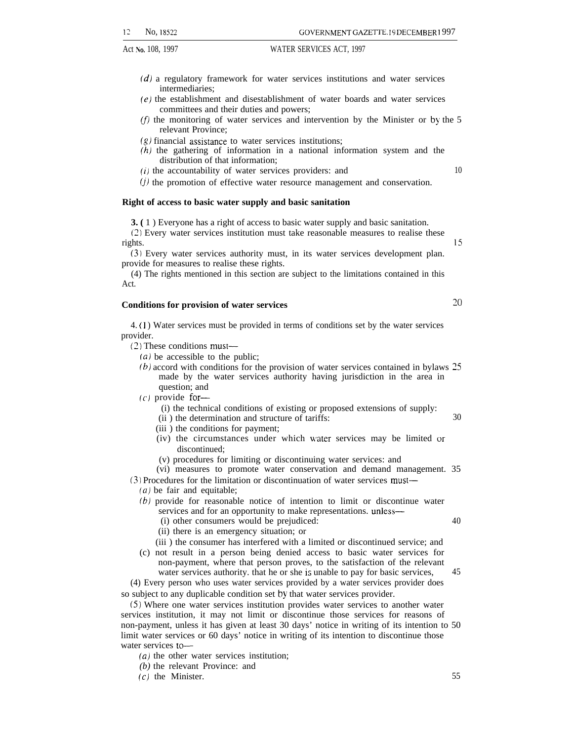*(d)* a regulatory framework for water services institutions and water services intermediaries;

*(e)* the establishment and disestablishment of water boards and water services committees and their duties and powers;

*(f)* the monitoring of water services and intervention by the Minister or by the relevant Province;

*(g)* financial assistance to water services institutions;

*(h)* the gathering of information in a national information system and the distribution of that information;

*(i)* the accountability of water services providers: and

*(j)* the promotion of effective water resource management and conservation.

**Right of access to basic water supply and basic sanitation**

**3.** (1) Everyone has a right of access to basic water supply and basic sanitation.

(2) Every water services institution must take reasonable measures to realise these rights.

(3) Every water services authority must, in its water services development plan. provide for measures to realise these rights.

(4) The rights mentioned in this section are subject to the limitations contained in this Act.

**Conditions for provision of water services**

4. (1) Water services must be provided in terms of conditions set by the water services provider.

(2) These conditions must—

*(a)* be accessible to the public;

*(b)* accord with conditions for the provision of water services contained in bylaws made by the water services authority having jurisdiction in the area in question; and

*(c)* provide for—

(i) the technical conditions of existing or proposed extensions of supply:

(ii) the determination and structure of tariffs:

(iii) the conditions for payment;

(iv) the circumstances under which water services may be limited or discontinued;

(v) procedures for limiting or discontinuing water services: and

(vi) measures to promote water conservation and demand management.

(3) Procedures for the limitation or discontinuation of water services must—

*(a)* be fair and equitable;

*(b)* provide for reasonable notice of intention to limit or discontinue water services and for an opportunity to make representations. unless—

(i) other consumers would be prejudiced:

(ii) there is an emergency situation; or

(iii) the consumer has interfered with a limited or discontinued service; and

(c) not result in a person being denied access to basic water services for non-payment, where that person proves, to the satisfaction of the relevant water services authority. that he or she is unable to pay for basic services,

(4) Every person who uses water services provided by a water services provider does so subject to any duplicable condition set by that water services provider.

(5) Where one water services institution provides water services to another water services institution, it may not limit or discontinue those services for reasons of non-payment, unless it has given at least 30 days' notice in writing of its intention to limit water services or 60 days' notice in writing of its intention to discontinue those water services to—

*(a)* the other water services institution;

*(b)* the relevant Province: and

*(c)* the Minister.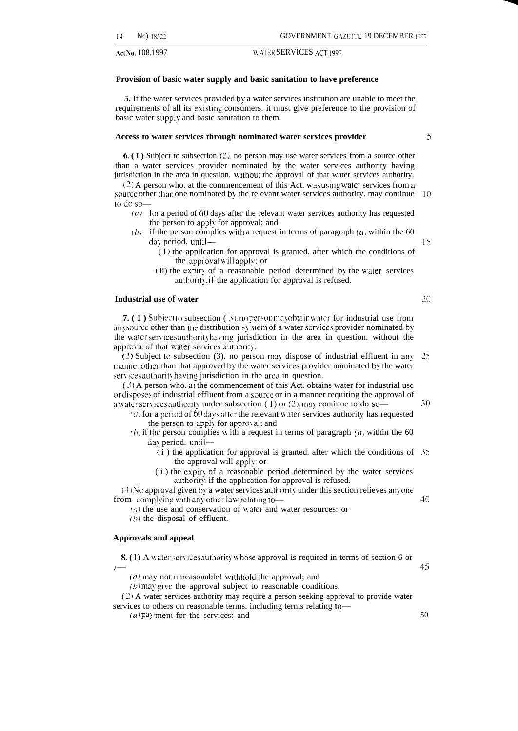**Provision of basic water supply and basic sanitation to have preference**

**5.** If the water services provided by a water services institution are unable to meet the requirements of all its existing consumers. it must give preference to the provision of basic water supply and basic sanitation to them.

**Access to water services through nominated water services provider**

**6. (1)** Subject to subsection (2). no person may use water services from a source other than a water services provider nominated by the water services authority having jurisdiction in the area in question. without the approval of that water services authority.

(2) A person who. at the commencement of this Act. was using water services from a source other than one nominated by the relevant water services authority. may continue to do so—

*(a)* for a period of 60 days after the relevant water services authority has requested the person to apply for approval; and

*(b)* if the person complies with a request in terms of paragraph *(a)* within the 60 day period. until—

(i) the application for approval is granted. after which the conditions of the approval will apply; or

(ii) the expiry of a reasonable period determined by the water services authority. if the application for approval is refused.

**Industrial use of water**

**7. (1)** Subject to subsection (3). no person may obtain water for industrial use from any source other than the distribution system of a water services provider nominated by the water services authority having jurisdiction in the area in question. without the approval of that water services authority.

(2) Subject to subsection (3). no person may dispose of industrial effluent in any manner other than that approved by the water services provider nominated by the water services authority having jurisdiction in the area in question.

(3) A person who. at the commencement of this Act. obtains water for industrial use or disposes of industrial effluent from a source or in a manner requiring the approval of a water services authority under subsection (1) or (2). may continue to do so—

*(a)* for a period of 60 days after the relevant water services authority has requested the person to apply for approval; and

*(b)* if the person complies with a request in terms of paragraph *(a)* within the 60 day period. until—

(i) the application for approval is granted. after which the conditions of the approval will apply; or

(ii) the expiry of a reasonable period determined by the water services authority. if the application for approval is refused.

(4) No approval given by a water services authority under this section relieves anyone from complying with any other law relating to—

*(a)* the use and conservation of water and water resources: or

*(b)* the disposal of effluent.

**Approvals and appeal**

**8. (1)** A water services authority whose approval is required in terms of section 6 or 7—

*(a)* may not unreasonably withhold the approval; and

*(b)* may give the approval subject to reasonable conditions.

(2) A water services authority may require a person seeking approval to provide water services to others on reasonable terms. including terms relating to—

*(a)* payment for the services: and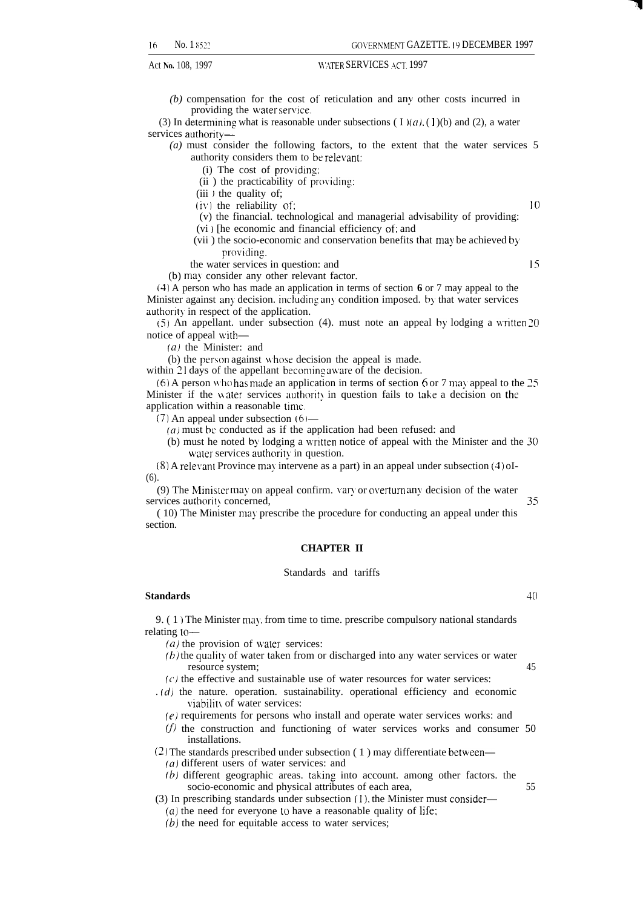*(b)* compensation for the cost of reticulation and any other costs incurred in providing the water service.

(3) In determining what is reasonable under subsections (1)*(a)*, (1)(b) and (2), a water services authority—

*(a)* must consider the following factors, to the extent that the water services authority considers them to be relevant:

(i) The cost of providing;

(ii) the practicability of providing;

(iii) the quality of;

(iv) the reliability of;

(v) the financial. technological and managerial advisability of providing;

(vi) the economic and financial efficiency of; and

(vii) the socio-economic and conservation benefits that may be achieved by providing,

the water services in question: and

(b) may consider any other relevant factor.

(4) A person who has made an application in terms of section **6** or 7 may appeal to the Minister against any decision, including any condition imposed, by that water services authority in respect of the application.

(5) An appellant, under subsection (4), must note an appeal by lodging a written notice of appeal with—

*(a)* the Minister: and

(b) the person against whose decision the appeal is made,

within 21 days of the appellant becoming aware of the decision.

(6) A person who has made an application in terms of section 6 or 7 may appeal to the Minister if the water services authority in question fails to take a decision on the application within a reasonable time.

(7) An appeal under subsection (6)—

*(a)* must be conducted as if the application had been refused: and

(b) must be noted by lodging a written notice of appeal with the Minister and the water services authority in question.

(8) A relevant Province may intervene as a party in an appeal under subsection (4) or (6).

(9) The Minister may on appeal confirm, vary or overturn any decision of the water services authority concerned,

(10) The Minister may prescribe the procedure for conducting an appeal under this section.

## CHAPTER II

### Standards and tariffs

**Standards**

9. (1) The Minister may, from time to time, prescribe compulsory national standards relating to—

*(a)* the provision of water services:

*(b)* the quality of water taken from or discharged into any water services or water resource system;

*(c)* the effective and sustainable use of water resources for water services:

*(d)* the nature, operation, sustainability, operational efficiency and economic viability of water services:

*(e)* requirements for persons who install and operate water services works: and

*(f)* the construction and functioning of water services works and consumer installations.

(2) The standards prescribed under subsection (1) may differentiate between—

*(a)* different users of water services: and

*(b)* different geographic areas, taking into account, among other factors, the socio-economic and physical attributes of each area,

(3) In prescribing standards under subsection (1), the Minister must consider—

*(a)* the need for everyone to have a reasonable quality of life;

*(b)* the need for equitable access to water services;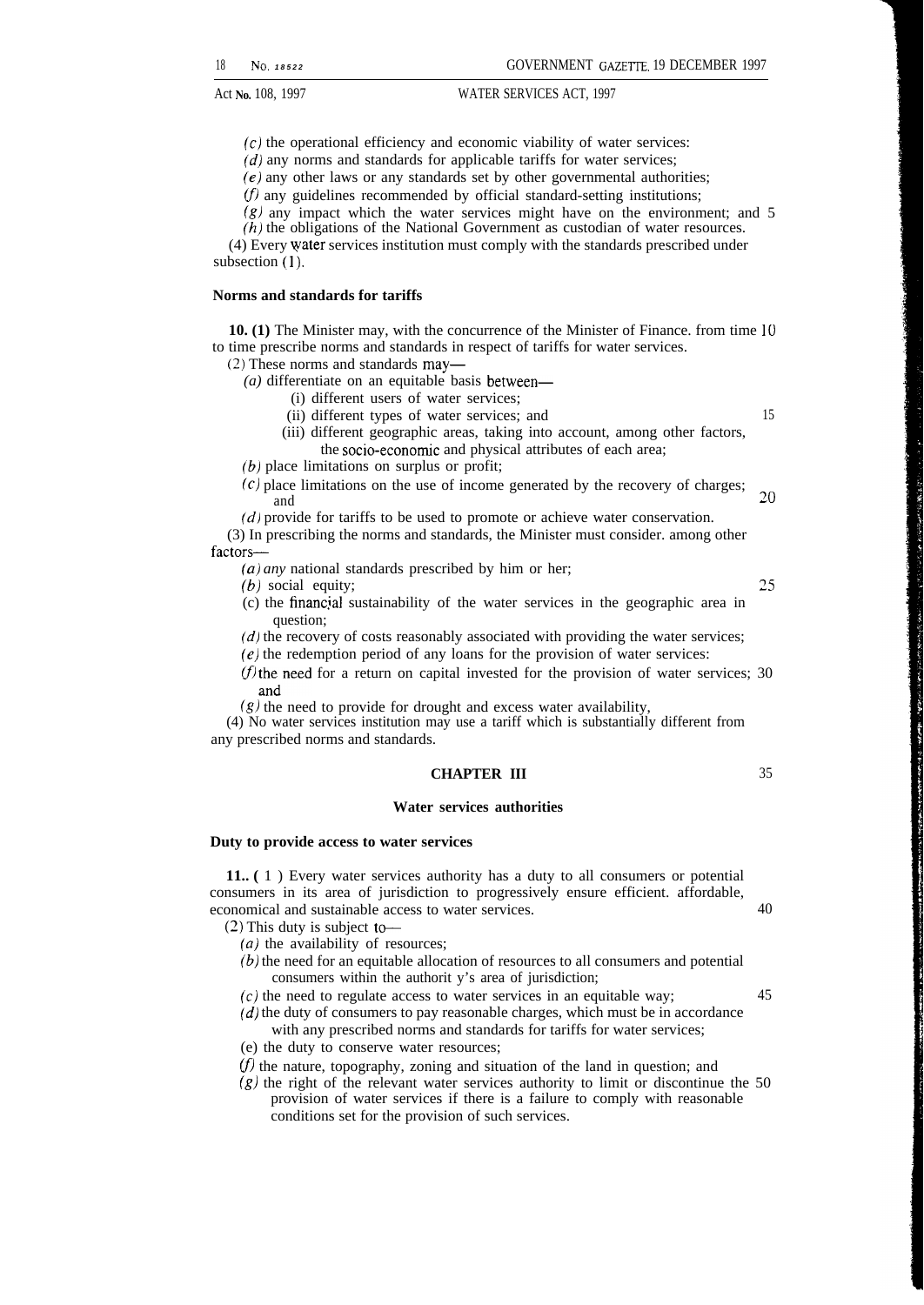(c) the operational efficiency and economic viability of water services:

(d) any norms and standards for applicable tariffs for water services;

(e) any other laws or any standards set by other governmental authorities;

(f) any guidelines recommended by official standard-setting institutions;

(g) any impact which the water services might have on the environment; and

(h) the obligations of the National Government as custodian of water resources.

(4) Every water services institution must comply with the standards prescribed under subsection (1).

**Norms and standards for tariffs**

**10. (1)** The Minister may, with the concurrence of the Minister of Finance. from time to time prescribe norms and standards in respect of tariffs for water services.

(2) These norms and standards may—

(a) differentiate on an equitable basis between—

(i) different users of water services;

(ii) different types of water services; and

(iii) different geographic areas, taking into account, among other factors, the socio-economic and physical attributes of each area;

(b) place limitations on surplus or profit;

(c) place limitations on the use of income generated by the recovery of charges; and

(d) provide for tariffs to be used to promote or achieve water conservation.

(3) In prescribing the norms and standards, the Minister must consider. among other factors—

(a) any national standards prescribed by him or her;

(b) social equity;

(c) the financial sustainability of the water services in the geographic area in question;

(d) the recovery of costs reasonably associated with providing the water services;

(e) the redemption period of any loans for the provision of water services:

(f) the need for a return on capital invested for the provision of water services; and

(g) the need to provide for drought and excess water availability,

(4) No water services institution may use a tariff which is substantially different from any prescribed norms and standards.

## CHAPTER III

## Water services authorities

**Duty to provide access to water services**

**11.. (1)** Every water services authority has a duty to all consumers or potential consumers in its area of jurisdiction to progressively ensure efficient. affordable, economical and sustainable access to water services.

(2) This duty is subject to—

(a) the availability of resources;

(b) the need for an equitable allocation of resources to all consumers and potential consumers within the authorit y's area of jurisdiction;

(c) the need to regulate access to water services in an equitable way;

(d) the duty of consumers to pay reasonable charges, which must be in accordance with any prescribed norms and standards for tariffs for water services;

(e) the duty to conserve water resources;

(f) the nature, topography, zoning and situation of the land in question; and

(g) the right of the relevant water services authority to limit or discontinue the provision of water services if there is a failure to comply with reasonable conditions set for the provision of such services.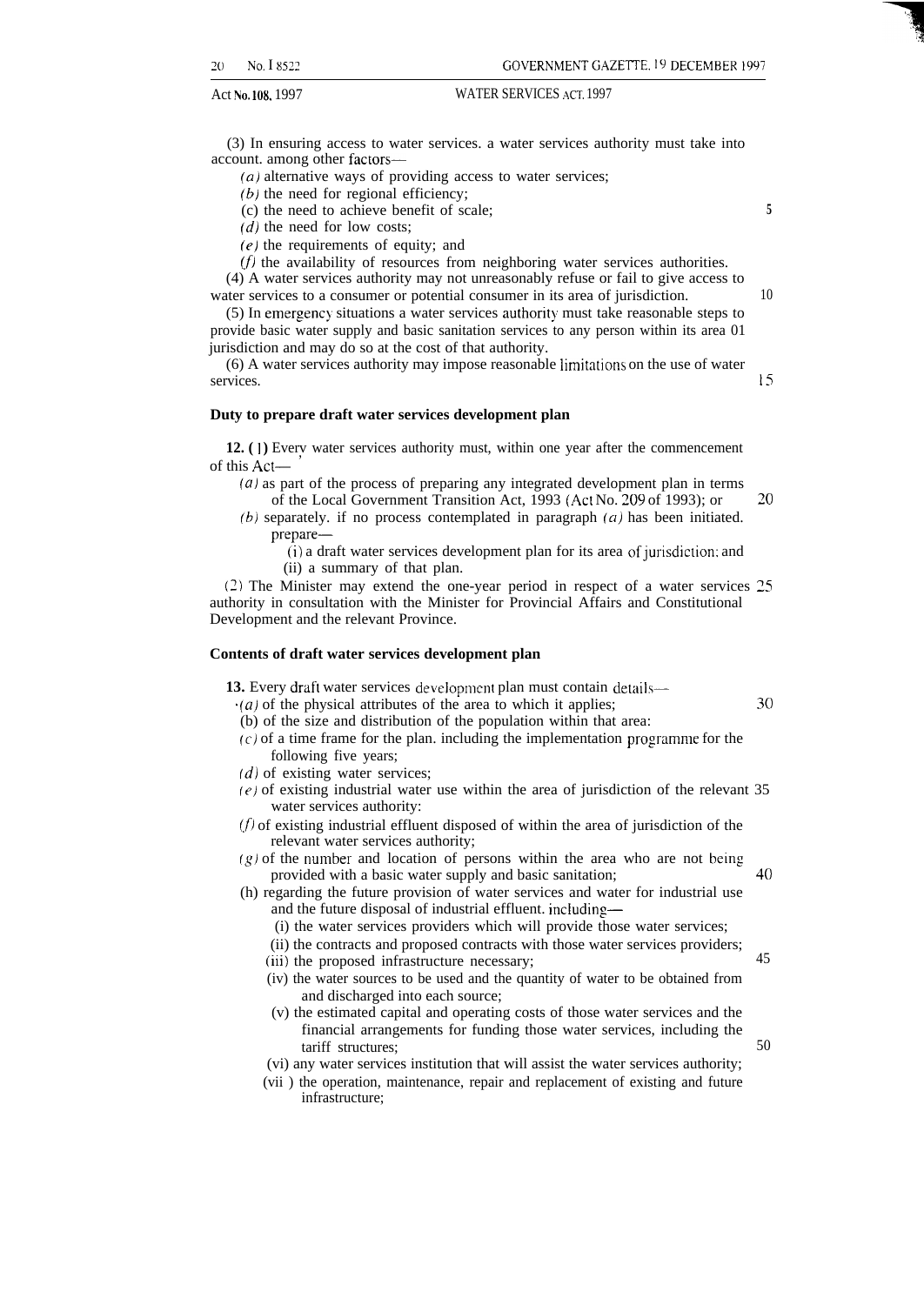(3) In ensuring access to water services. a water services authority must take into account. among other factors—

*(a)* alternative ways of providing access to water services;

*(b)* the need for regional efficiency;

(c) the need to achieve benefit of scale;

*(d)* the need for low costs;

*(e)* the requirements of equity; and

*(f)* the availability of resources from neighboring water services authorities.

(4) A water services authority may not unreasonably refuse or fail to give access to water services to a consumer or potential consumer in its area of jurisdiction.

(5) In emergency situations a water services authority must take reasonable steps to provide basic water supply and basic sanitation services to any person within its area 01 jurisdiction and may do so at the cost of that authority.

(6) A water services authority may impose reasonable limitations on the use of water services.

**Duty to prepare draft water services development plan**

**12. (1)** Every water services authority must, within one year after the commencement of this Act—

*(a)* as part of the process of preparing any integrated development plan in terms of the Local Government Transition Act, 1993 (Act No. 209 of 1993); or

*(b)* separately. if no process contemplated in paragraph *(a)* has been initiated. prepare—

(i) a draft water services development plan for its area of jurisdiction; and

(ii) a summary of that plan.

(2) The Minister may extend the one-year period in respect of a water services authority in consultation with the Minister for Provincial Affairs and Constitutional Development and the relevant Province.

**Contents of draft water services development plan**

**13.** Every draft water services development plan must contain details—

*(a)* of the physical attributes of the area to which it applies;

(b) of the size and distribution of the population within that area:

*(c)* of a time frame for the plan. including the implementation programme for the following five years;

*(d)* of existing water services;

*(e)* of existing industrial water use within the area of jurisdiction of the relevant water services authority:

*(f)* of existing industrial effluent disposed of within the area of jurisdiction of the relevant water services authority;

*(g)* of the number and location of persons within the area who are not being provided with a basic water supply and basic sanitation;

(h) regarding the future provision of water services and water for industrial use and the future disposal of industrial effluent. including—

(i) the water services providers which will provide those water services;

(ii) the contracts and proposed contracts with those water services providers;

(iii) the proposed infrastructure necessary;

(iv) the water sources to be used and the quantity of water to be obtained from and discharged into each source;

(v) the estimated capital and operating costs of those water services and the financial arrangements for funding those water services, including the tariff structures;

(vi) any water services institution that will assist the water services authority;

(vii) the operation, maintenance, repair and replacement of existing and future infrastructure;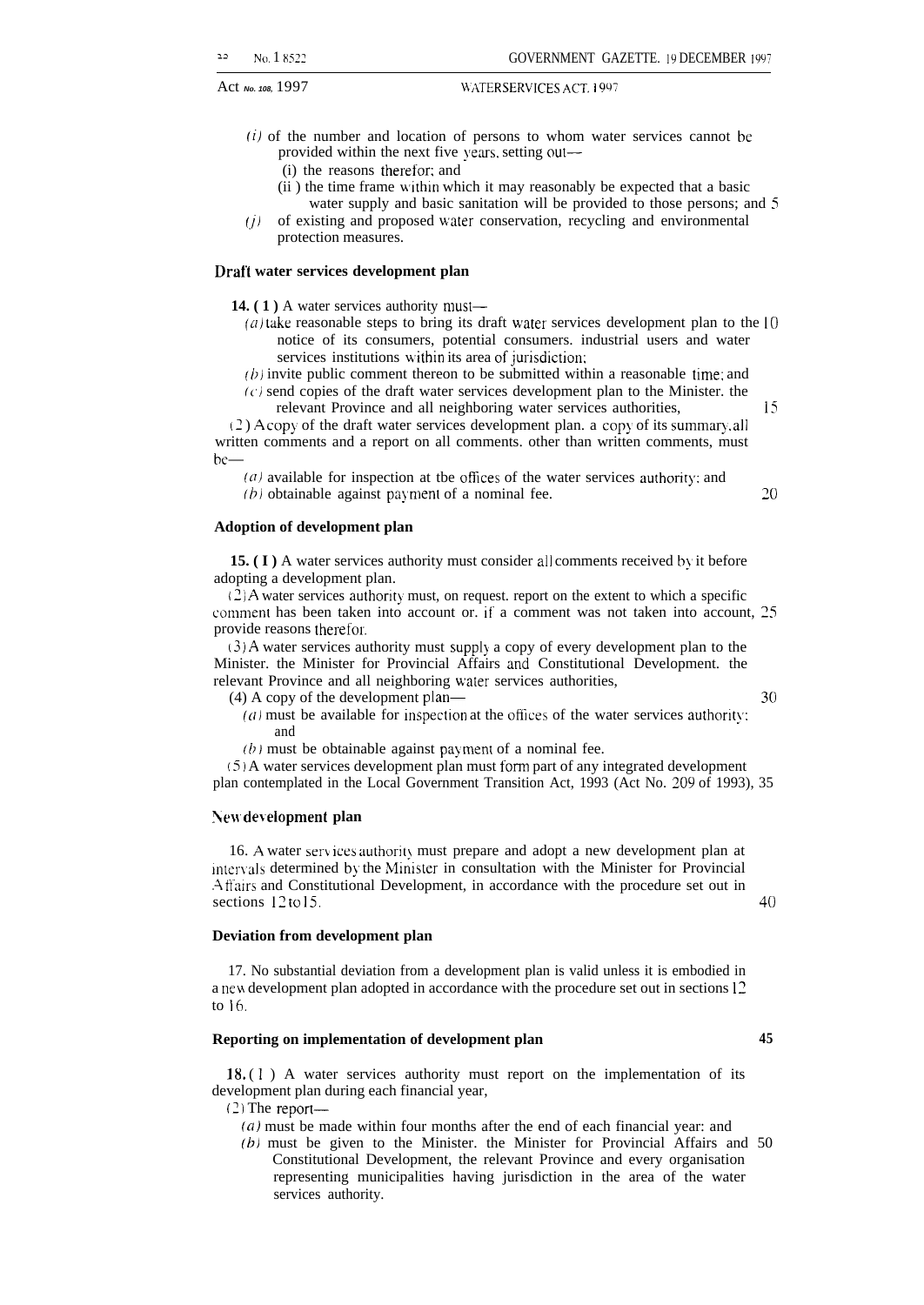*(i)* of the number and location of persons to whom water services cannot be provided within the next five years, setting out—

(i) the reasons therefor; and

(ii) the time frame within which it may reasonably be expected that a basic water supply and basic sanitation will be provided to those persons; and

*(j)* of existing and proposed water conservation, recycling and environmental protection measures.

**Draft water services development plan**

**14. (1)** A water services authority must—

*(a)* take reasonable steps to bring its draft water services development plan to the notice of its consumers, potential consumers, industrial users and water services institutions within its area of jurisdiction;

*(b)* invite public comment thereon to be submitted within a reasonable time; and

*(c)* send copies of the draft water services development plan to the Minister, the relevant Province and all neighboring water services authorities.

(2) A copy of the draft water services development plan, a copy of its summary, all written comments and a report on all comments, other than written comments, must be—

*(a)* available for inspection at the offices of the water services authority; and

*(b)* obtainable against payment of a nominal fee.

**Adoption of development plan**

**15. (1)** A water services authority must consider all comments received by it before adopting a development plan.

(2) A water services authority must, on request, report on the extent to which a specific comment has been taken into account or, if a comment was not taken into account, provide reasons therefor.

(3) A water services authority must supply a copy of every development plan to the Minister, the Minister for Provincial Affairs and Constitutional Development, the relevant Province and all neighboring water services authorities.

(4) A copy of the development plan—

*(a)* must be available for inspection at the offices of the water services authority; and

*(b)* must be obtainable against payment of a nominal fee.

(5) A water services development plan must form part of any integrated development plan contemplated in the Local Government Transition Act, 1993 (Act No. 209 of 1993).

**New development plan**

16. A water services authority must prepare and adopt a new development plan at intervals determined by the Minister in consultation with the Minister for Provincial Affairs and Constitutional Development, in accordance with the procedure set out in sections 12 to 15.

**Deviation from development plan**

17. No substantial deviation from a development plan is valid unless it is embodied in a new development plan adopted in accordance with the procedure set out in sections 12 to 16.

**Reporting on implementation of development plan**

**18. (1)** A water services authority must report on the implementation of its development plan during each financial year.

(2) The report—

*(a)* must be made within four months after the end of each financial year; and

*(b)* must be given to the Minister, the Minister for Provincial Affairs and Constitutional Development, the relevant Province and every organisation representing municipalities having jurisdiction in the area of the water services authority.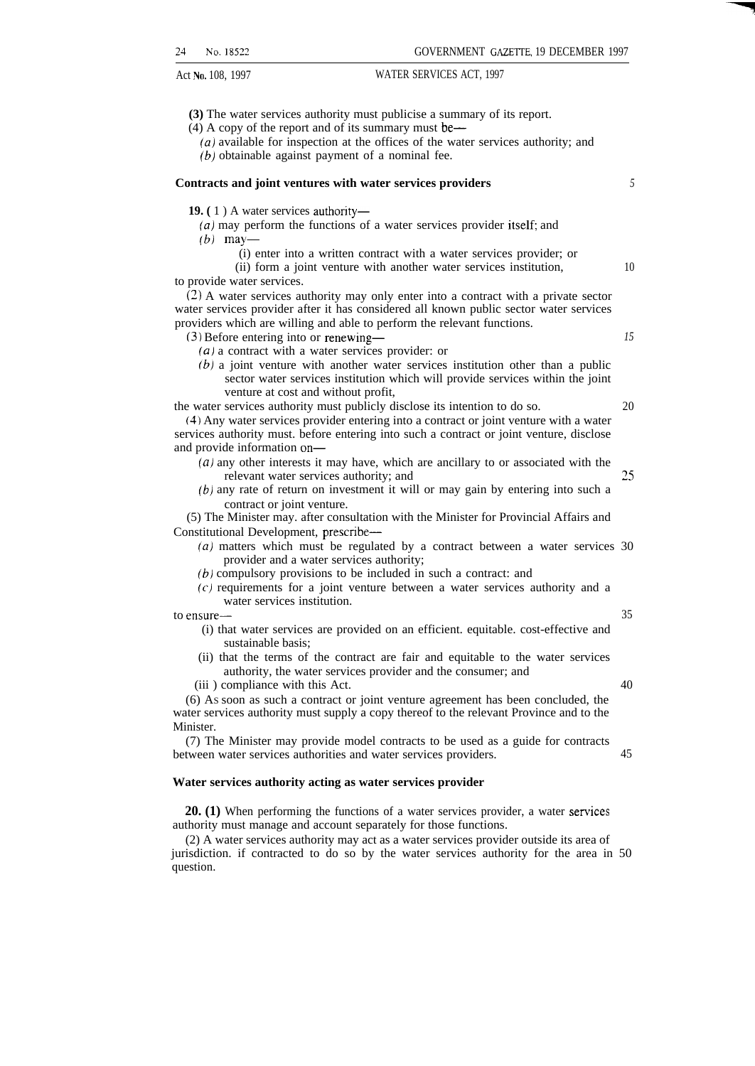(3) The water services authority must publicise a summary of its report.

(4) A copy of the report and of its summary must be—

*(a)* available for inspection at the offices of the water services authority; and

*(b)* obtainable against payment of a nominal fee.

**Contracts and joint ventures with water services providers**

**19.** (1) A water services authority—

*(a)* may perform the functions of a water services provider itself; and

*(b)* may—

(i) enter into a written contract with a water services provider; or

(ii) form a joint venture with another water services institution,

to provide water services.

(2) A water services authority may only enter into a contract with a private sector water services provider after it has considered all known public sector water services providers which are willing and able to perform the relevant functions.

(3) Before entering into or renewing—

*(a)* a contract with a water services provider: or

*(b)* a joint venture with another water services institution other than a public sector water services institution which will provide services within the joint venture at cost and without profit,

the water services authority must publicly disclose its intention to do so.

(4) Any water services provider entering into a contract or joint venture with a water services authority must. before entering into such a contract or joint venture, disclose and provide information on—

*(a)* any other interests it may have, which are ancillary to or associated with the relevant water services authority; and

*(b)* any rate of return on investment it will or may gain by entering into such a contract or joint venture.

(5) The Minister may. after consultation with the Minister for Provincial Affairs and Constitutional Development, prescribe—

*(a)* matters which must be regulated by a contract between a water services provider and a water services authority;

*(b)* compulsory provisions to be included in such a contract: and

*(c)* requirements for a joint venture between a water services authority and a water services institution.

to ensure—

(i) that water services are provided on an efficient. equitable. cost-effective and sustainable basis;

(ii) that the terms of the contract are fair and equitable to the water services authority, the water services provider and the consumer; and

(iii) compliance with this Act.

(6) As soon as such a contract or joint venture agreement has been concluded, the water services authority must supply a copy thereof to the relevant Province and to the Minister.

(7) The Minister may provide model contracts to be used as a guide for contracts between water services authorities and water services providers.

**Water services authority acting as water services provider**

**20.** (1) When performing the functions of a water services provider, a water services authority must manage and account separately for those functions.

(2) A water services authority may act as a water services provider outside its area of jurisdiction. if contracted to do so by the water services authority for the area in question.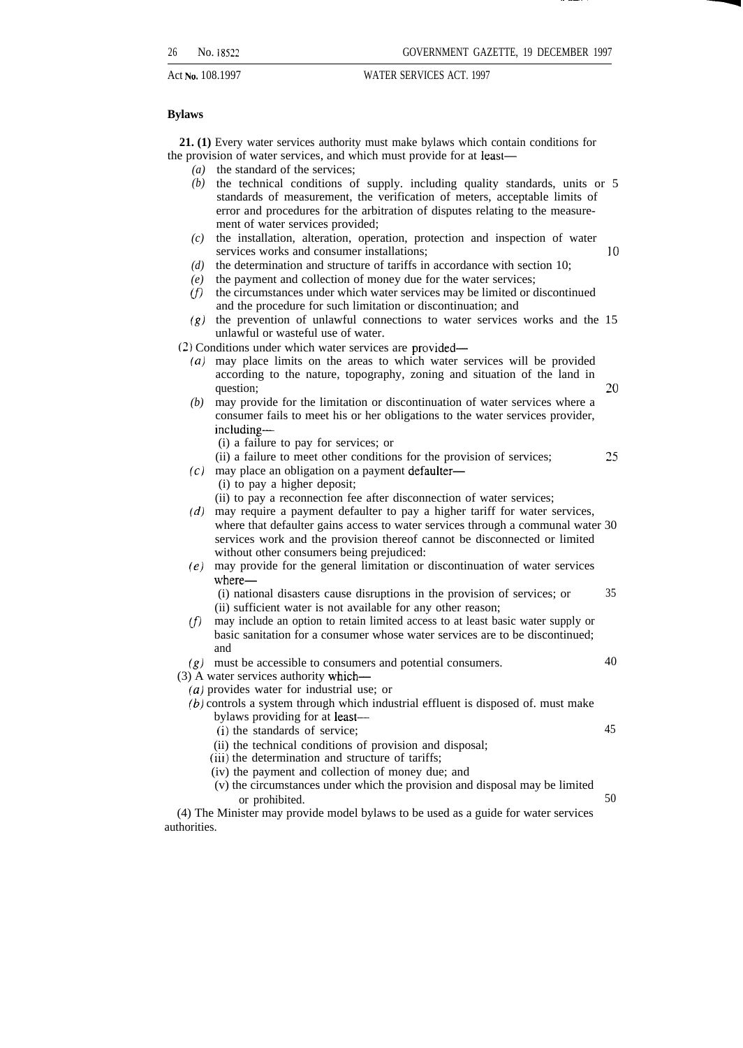**Bylaws**

**21. (1)** Every water services authority must make bylaws which contain conditions for the provision of water services, and which must provide for at least—

*(a)* the standard of the services;

*(b)* the technical conditions of supply. including quality standards, units or standards of measurement, the verification of meters, acceptable limits of error and procedures for the arbitration of disputes relating to the measurement of water services provided;

*(c)* the installation, alteration, operation, protection and inspection of water services works and consumer installations;

*(d)* the determination and structure of tariffs in accordance with section 10;

*(e)* the payment and collection of money due for the water services;

*(f)* the circumstances under which water services may be limited or discontinued and the procedure for such limitation or discontinuation; and

*(g)* the prevention of unlawful connections to water services works and the unlawful or wasteful use of water.

(2) Conditions under which water services are provided—

*(a)* may place limits on the areas to which water services will be provided according to the nature, topography, zoning and situation of the land in question;

*(b)* may provide for the limitation or discontinuation of water services where a consumer fails to meet his or her obligations to the water services provider, including—

(i) a failure to pay for services; or

(ii) a failure to meet other conditions for the provision of services;

*(c)* may place an obligation on a payment defaulter—

(i) to pay a higher deposit;

(ii) to pay a reconnection fee after disconnection of water services;

*(d)* may require a payment defaulter to pay a higher tariff for water services, where that defaulter gains access to water services through a communal water services work and the provision thereof cannot be disconnected or limited without other consumers being prejudiced:

*(e)* may provide for the general limitation or discontinuation of water services where—

(i) national disasters cause disruptions in the provision of services; or

(ii) sufficient water is not available for any other reason;

*(f)* may include an option to retain limited access to at least basic water supply or basic sanitation for a consumer whose water services are to be discontinued; and

*(g)* must be accessible to consumers and potential consumers.

(3) A water services authority which—

*(a)* provides water for industrial use; or

*(b)* controls a system through which industrial effluent is disposed of. must make bylaws providing for at least—

(i) the standards of service;

(ii) the technical conditions of provision and disposal;

(iii) the determination and structure of tariffs;

(iv) the payment and collection of money due; and

(v) the circumstances under which the provision and disposal may be limited or prohibited.

(4) The Minister may provide model bylaws to be used as a guide for water services authorities.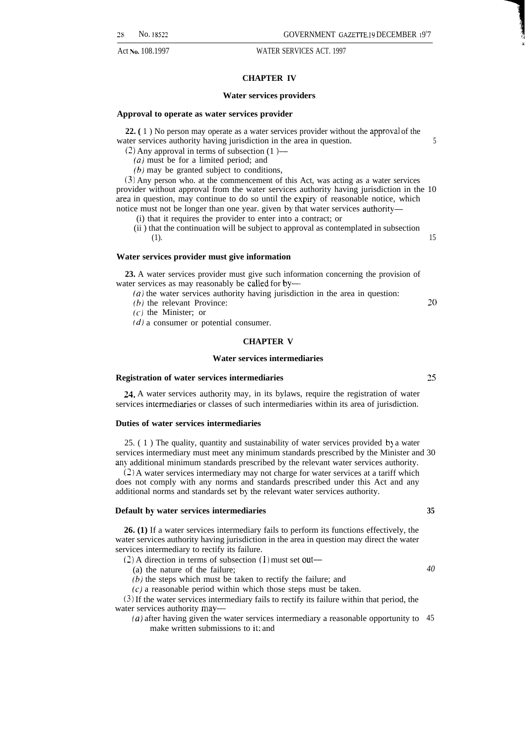## CHAPTER IV

### Water services providers

**Approval to operate as water services provider**

**22.** (1) No person may operate as a water services provider without the approval of the water services authority having jurisdiction in the area in question.

(2) Any approval in terms of subsection (1)—

*(a)* must be for a limited period; and

*(b)* may be granted subject to conditions,

(3) Any person who. at the commencement of this Act, was acting as a water services provider without approval from the water services authority having jurisdiction in the area in question, may continue to do so until the expiry of reasonable notice, which notice must not be longer than one year. given by that water services authority—

(i) that it requires the provider to enter into a contract; or

(ii) that the continuation will be subject to approval as contemplated in subsection (1).

**Water services provider must give information**

**23.** A water services provider must give such information concerning the provision of water services as may reasonably be called for by—

*(a)* the water services authority having jurisdiction in the area in question:

*(b)* the relevant Province:

*(c)* the Minister; or

*(d)* a consumer or potential consumer.

## CHAPTER V

### Water services intermediaries

**Registration of water services intermediaries**

**24.** A water services authority may, in its bylaws, require the registration of water services intermediaries or classes of such intermediaries within its area of jurisdiction.

**Duties of water services intermediaries**

25. (1) The quality, quantity and sustainability of water services provided by a water services intermediary must meet any minimum standards prescribed by the Minister and any additional minimum standards prescribed by the relevant water services authority.

(2) A water services intermediary may not charge for water services at a tariff which does not comply with any norms and standards prescribed under this Act and any additional norms and standards set by the relevant water services authority.

**Default by water services intermediaries**

**26. (1)** If a water services intermediary fails to perform its functions effectively, the water services authority having jurisdiction in the area in question may direct the water services intermediary to rectify its failure.

(2) A direction in terms of subsection (1) must set out—

(a) the nature of the failure;

*(b)* the steps which must be taken to rectify the failure; and

*(c)* a reasonable period within which those steps must be taken.

(3) If the water services intermediary fails to rectify its failure within that period, the water services authority may—

*(a)* after having given the water services intermediary a reasonable opportunity to make written submissions to it; and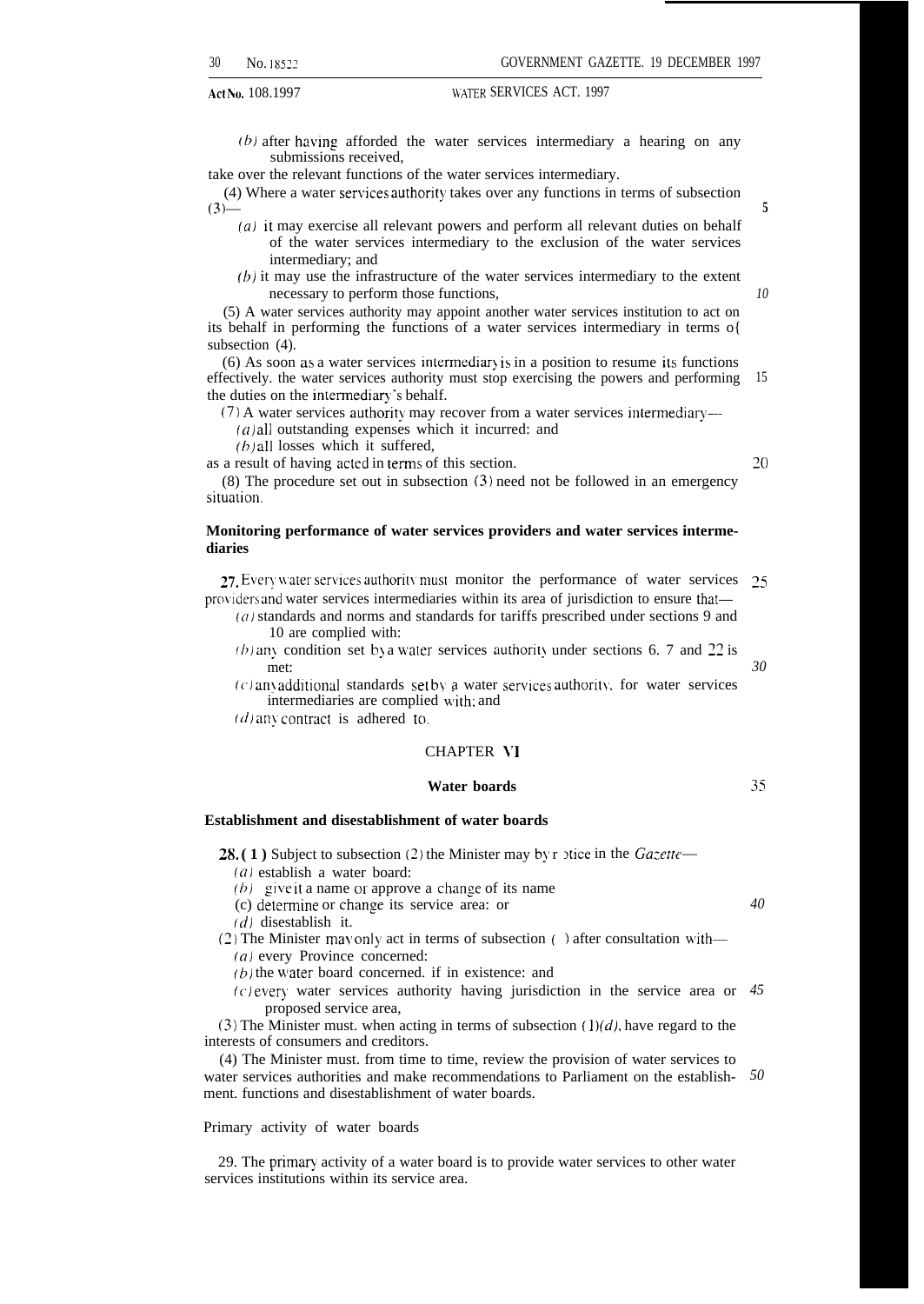(*b*) after having afforded the water services intermediary a hearing on any submissions received,

take over the relevant functions of the water services intermediary.

(4) Where a water services authority takes over any functions in terms of subsection (3)—

(*a*) it may exercise all relevant powers and perform all relevant duties on behalf of the water services intermediary to the exclusion of the water services intermediary; and

(*b*) it may use the infrastructure of the water services intermediary to the extent necessary to perform those functions,

(5) A water services authority may appoint another water services institution to act on its behalf in performing the functions of a water services intermediary in terms of subsection (4).

(6) As soon as a water services intermediary is in a position to resume its functions effectively. the water services authority must stop exercising the powers and performing the duties on the intermediary's behalf.

(7) A water services authority may recover from a water services intermediary—

(*a*) all outstanding expenses which it incurred: and

(*b*) all losses which it suffered,

as a result of having acted in terms of this section.

(8) The procedure set out in subsection (3) need not be followed in an emergency situation.

**Monitoring performance of water services providers and water services intermediaries**

**27.** Every water services authority must monitor the performance of water services providers and water services intermediaries within its area of jurisdiction to ensure that—

(*a*) standards and norms and standards for tariffs prescribed under sections 9 and 10 are complied with:

(*b*) any condition set by a water services authority under sections 6. 7 and 22 is met:

(*c*) any additional standards set by a water services authority. for water services intermediaries are complied with; and

(*d*) any contract is adhered to.

## CHAPTER VI

## Water boards

**Establishment and disestablishment of water boards**

**28. (1)** Subject to subsection (2) the Minister may by notice in the *Gazette*—

(*a*) establish a water board:

(*b*) give it a name or approve a change of its name

(c) determine or change its service area: or

(*d*) disestablish it.

(2) The Minister may only act in terms of subsection ( ) after consultation with—

(*a*) every Province concerned:

(*b*) the water board concerned. if in existence: and

(*c*) every water services authority having jurisdiction in the service area or proposed service area,

(3) The Minister must. when acting in terms of subsection (1)(*d*), have regard to the interests of consumers and creditors.

(4) The Minister must. from time to time, review the provision of water services to water services authorities and make recommendations to Parliament on the establishment. functions and disestablishment of water boards.

Primary activity of water boards

29. The primary activity of a water board is to provide water services to other water services institutions within its service area.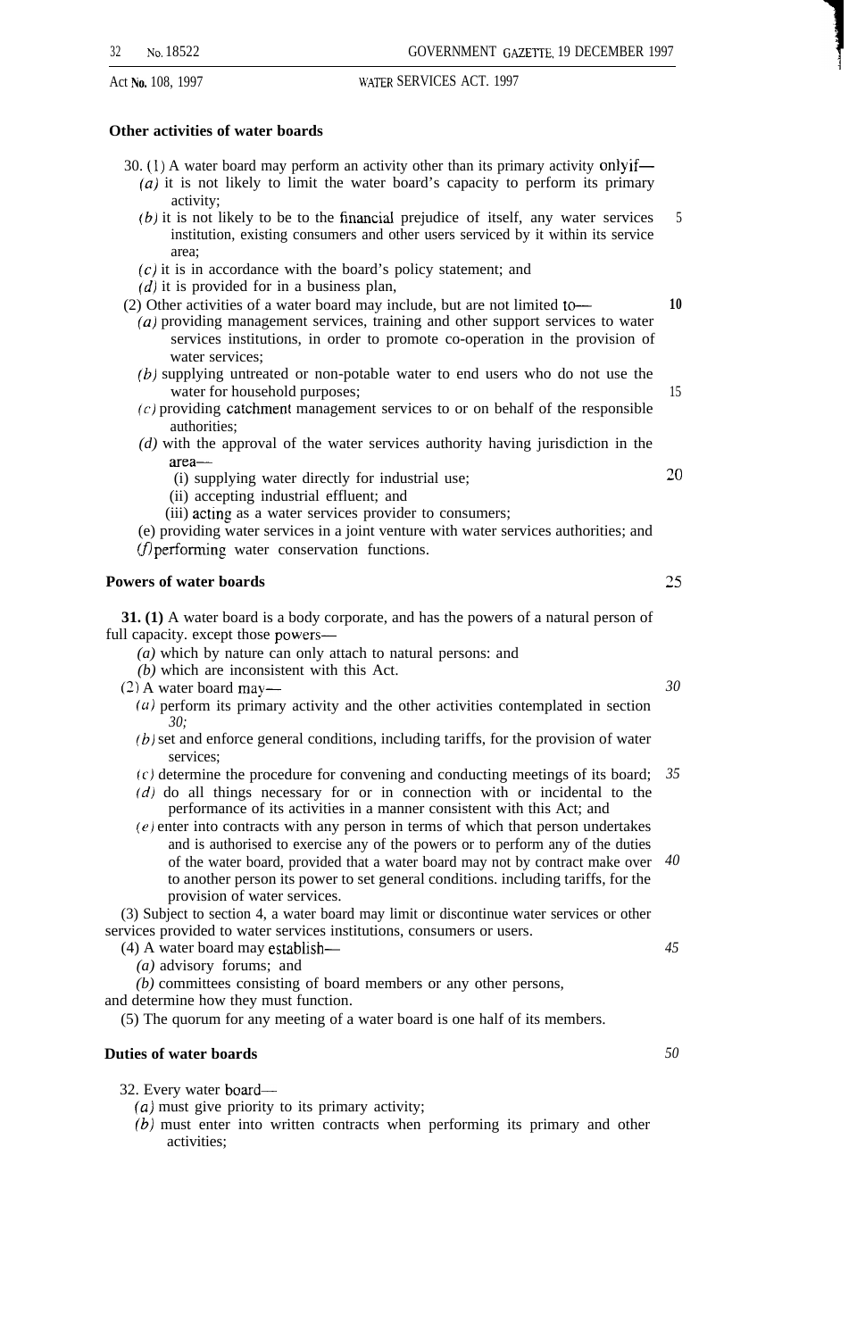### Other activities of water boards

30. (1) A water board may perform an activity other than its primary activity only if—

*(a)* it is not likely to limit the water board's capacity to perform its primary activity;

*(b)* it is not likely to be to the financial prejudice of itself, any water services institution, existing consumers and other users serviced by it within its service area;

*(c)* it is in accordance with the board's policy statement; and

*(d)* it is provided for in a business plan,

(2) Other activities of a water board may include, but are not limited to—

*(a)* providing management services, training and other support services to water services institutions, in order to promote co-operation in the provision of water services;

*(b)* supplying untreated or non-potable water to end users who do not use the water for household purposes;

*(c)* providing catchment management services to or on behalf of the responsible authorities;

*(d)* with the approval of the water services authority having jurisdiction in the area—

(i) supplying water directly for industrial use;

(ii) accepting industrial effluent; and

(iii) acting as a water services provider to consumers;

(e) providing water services in a joint venture with water services authorities; and

*(f)* performing water conservation functions.

### Powers of water boards

**31. (1)** A water board is a body corporate, and has the powers of a natural person of full capacity. except those powers—

*(a)* which by nature can only attach to natural persons: and

*(b)* which are inconsistent with this Act.

(2) A water board may—

*(a)* perform its primary activity and the other activities contemplated in section *30;*

*(b)* set and enforce general conditions, including tariffs, for the provision of water services;

*(c)* determine the procedure for convening and conducting meetings of its board;

*(d)* do all things necessary for or in connection with or incidental to the performance of its activities in a manner consistent with this Act; and

*(e)* enter into contracts with any person in terms of which that person undertakes and is authorised to exercise any of the powers or to perform any of the duties of the water board, provided that a water board may not by contract make over to another person its power to set general conditions. including tariffs, for the provision of water services.

(3) Subject to section 4, a water board may limit or discontinue water services or other services provided to water services institutions, consumers or users.

(4) A water board may establish—

*(a)* advisory forums; and

*(b)* committees consisting of board members or any other persons,

and determine how they must function.

(5) The quorum for any meeting of a water board is one half of its members.

### Duties of water boards

32. Every water board—

*(a)* must give priority to its primary activity;

*(b)* must enter into written contracts when performing its primary and other activities;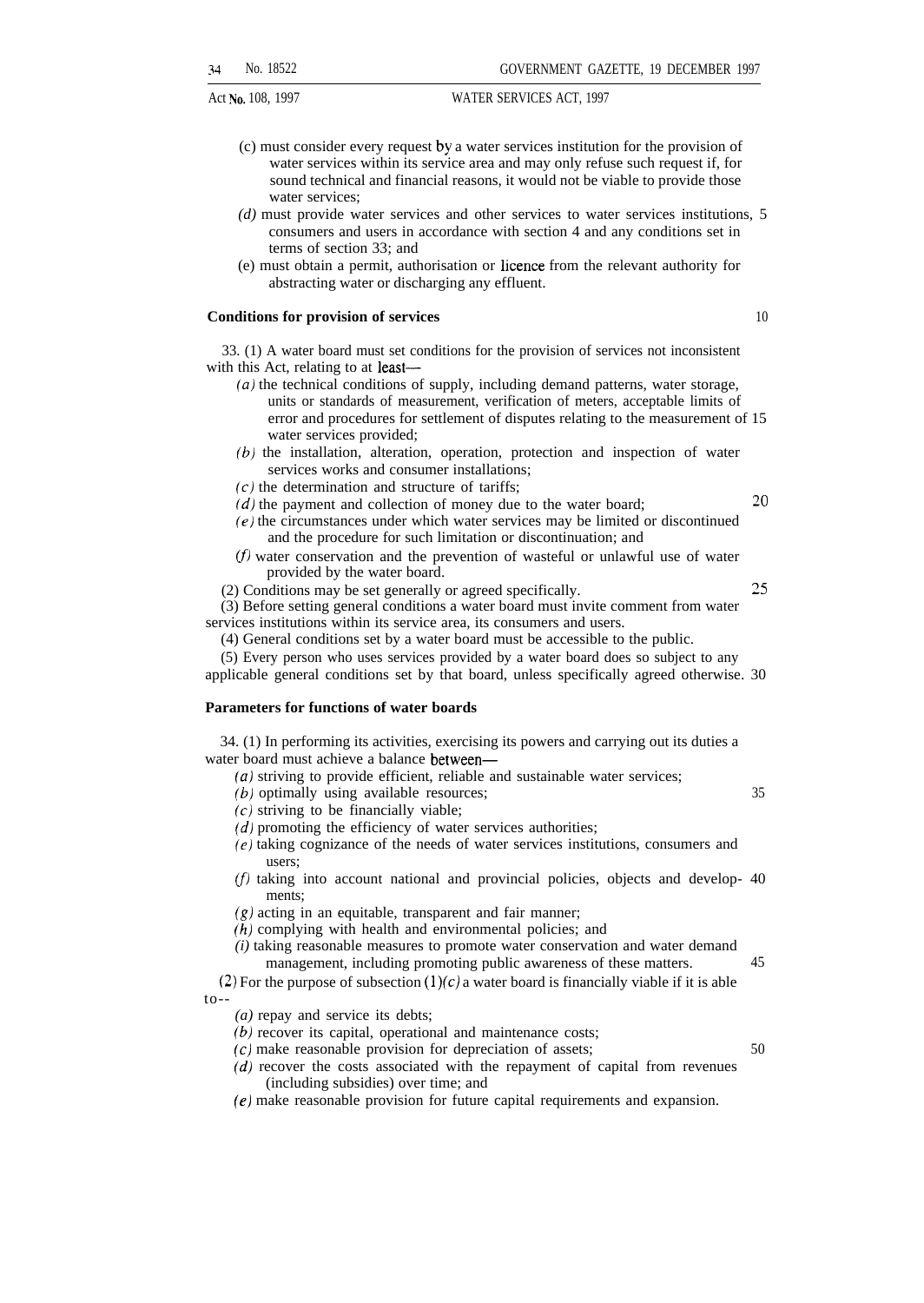(c) must consider every request by a water services institution for the provision of water services within its service area and may only refuse such request if, for sound technical and financial reasons, it would not be viable to provide those water services;

*(d)* must provide water services and other services to water services institutions, consumers and users in accordance with section 4 and any conditions set in terms of section 33; and

(e) must obtain a permit, authorisation or licence from the relevant authority for abstracting water or discharging any effluent.

**Conditions for provision of services**

33. (1) A water board must set conditions for the provision of services not inconsistent with this Act, relating to at least—

*(a)* the technical conditions of supply, including demand patterns, water storage, units or standards of measurement, verification of meters, acceptable limits of error and procedures for settlement of disputes relating to the measurement of water services provided;

*(b)* the installation, alteration, operation, protection and inspection of water services works and consumer installations;

*(c)* the determination and structure of tariffs;

*(d)* the payment and collection of money due to the water board;

*(e)* the circumstances under which water services may be limited or discontinued and the procedure for such limitation or discontinuation; and

*(f)* water conservation and the prevention of wasteful or unlawful use of water provided by the water board.

(2) Conditions may be set generally or agreed specifically.

(3) Before setting general conditions a water board must invite comment from water services institutions within its service area, its consumers and users.

(4) General conditions set by a water board must be accessible to the public.

(5) Every person who uses services provided by a water board does so subject to any applicable general conditions set by that board, unless specifically agreed otherwise.

**Parameters for functions of water boards**

34. (1) In performing its activities, exercising its powers and carrying out its duties a water board must achieve a balance between—

*(a)* striving to provide efficient, reliable and sustainable water services;

*(b)* optimally using available resources;

*(c)* striving to be financially viable;

*(d)* promoting the efficiency of water services authorities;

*(e)* taking cognizance of the needs of water services institutions, consumers and users;

*(f)* taking into account national and provincial policies, objects and developments;

*(g)* acting in an equitable, transparent and fair manner;

*(h)* complying with health and environmental policies; and

*(i)* taking reasonable measures to promote water conservation and water demand management, including promoting public awareness of these matters.

(2) For the purpose of subsection (1)*(c)* a water board is financially viable if it is able to—

*(a)* repay and service its debts;

*(b)* recover its capital, operational and maintenance costs;

*(c)* make reasonable provision for depreciation of assets;

*(d)* recover the costs associated with the repayment of capital from revenues (including subsidies) over time; and

*(e)* make reasonable provision for future capital requirements and expansion.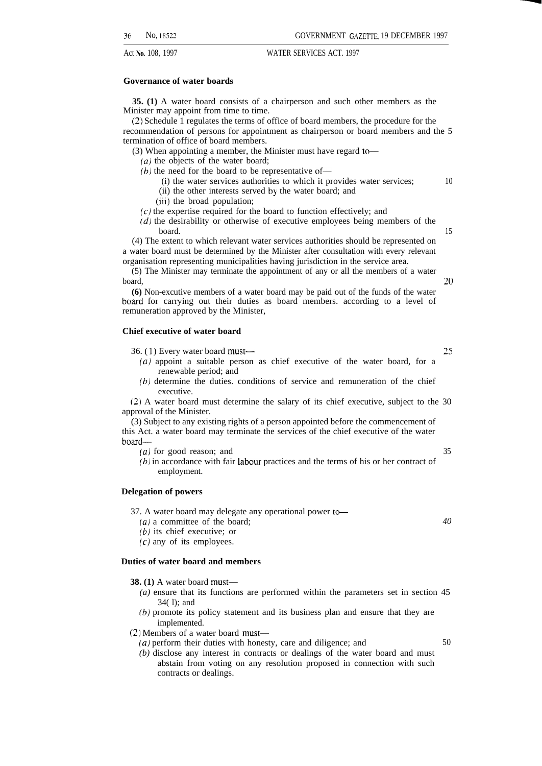### Governance of water boards

**35. (1)** A water board consists of a chairperson and such other members as the Minister may appoint from time to time.

(2) Schedule 1 regulates the terms of office of board members, the procedure for the recommendation of persons for appointment as chairperson or board members and the termination of office of board members.

(3) When appointing a member, the Minister must have regard to—

*(a)* the objects of the water board;

*(b)* the need for the board to be representative of—

(i) the water services authorities to which it provides water services;

(ii) the other interests served by the water board; and

(iii) the broad population;

*(c)* the expertise required for the board to function effectively; and

*(d)* the desirability or otherwise of executive employees being members of the board.

(4) The extent to which relevant water services authorities should be represented on a water board must be determined by the Minister after consultation with every relevant organisation representing municipalities having jurisdiction in the service area.

(5) The Minister may terminate the appointment of any or all the members of a water board,

**(6)** Non-excutive members of a water board may be paid out of the funds of the water board for carrying out their duties as board members. according to a level of remuneration approved by the Minister,

### Chief executive of water board

36. (1) Every water board must—

*(a)* appoint a suitable person as chief executive of the water board, for a renewable period; and

*(b)* determine the duties. conditions of service and remuneration of the chief executive.

(2) A water board must determine the salary of its chief executive, subject to the approval of the Minister.

(3) Subject to any existing rights of a person appointed before the commencement of this Act. a water board may terminate the services of the chief executive of the water board—

*(a)* for good reason; and

*(b)* in accordance with fair labour practices and the terms of his or her contract of employment.

### Delegation of powers

37. A water board may delegate any operational power to—

*(a)* a committee of the board;

*(b)* its chief executive; or

*(c)* any of its employees.

### Duties of water board and members

**38. (1)** A water board must—

*(a)* ensure that its functions are performed within the parameters set in section 34(1); and

*(b)* promote its policy statement and its business plan and ensure that they are implemented.

(2) Members of a water board must—

*(a)* perform their duties with honesty, care and diligence; and

*(b)* disclose any interest in contracts or dealings of the water board and must abstain from voting on any resolution proposed in connection with such contracts or dealings.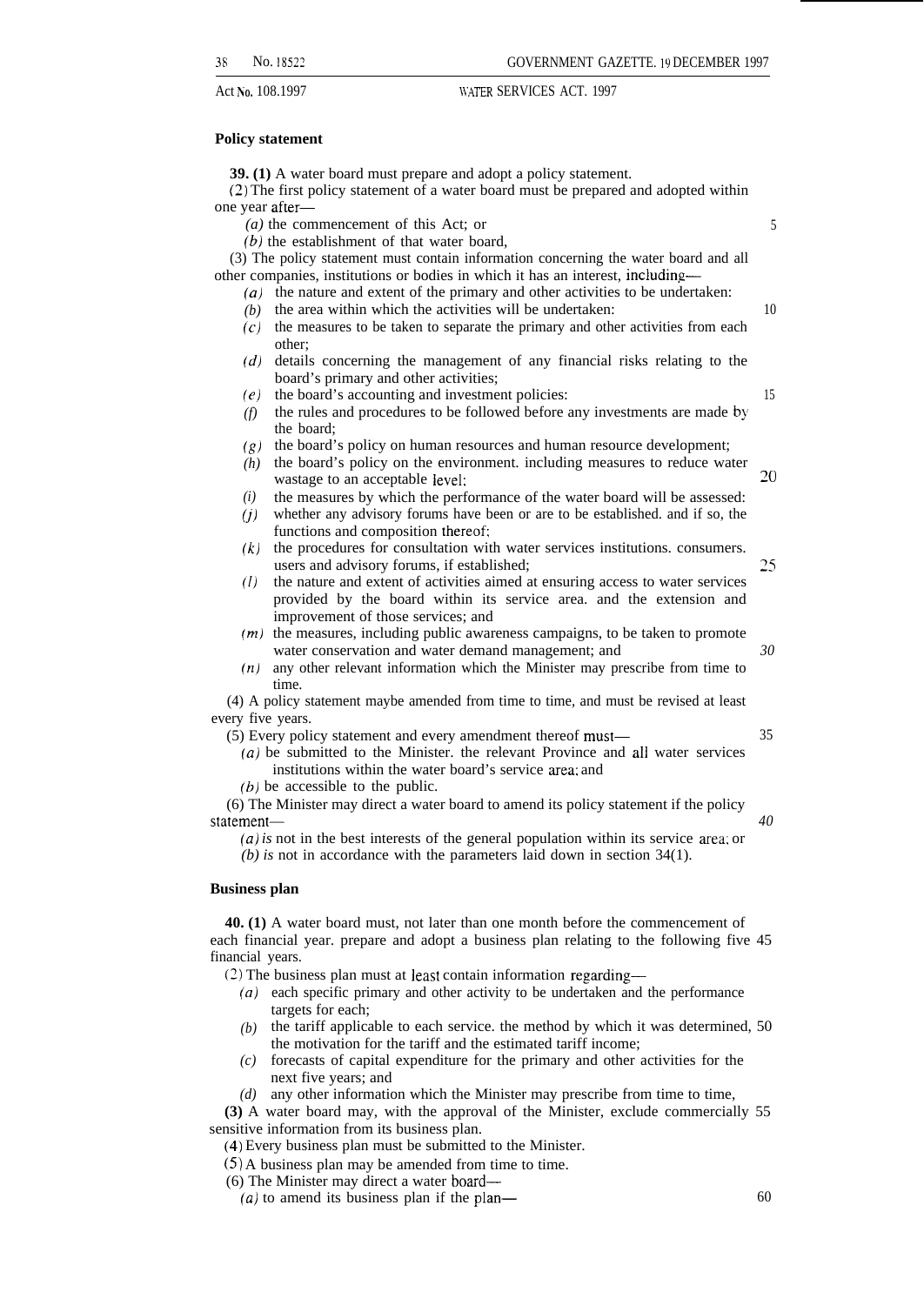### Policy statement

**39. (1)** A water board must prepare and adopt a policy statement.

(2) The first policy statement of a water board must be prepared and adopted within one year after—

*(a)* the commencement of this Act; or

*(b)* the establishment of that water board,

(3) The policy statement must contain information concerning the water board and all other companies, institutions or bodies in which it has an interest, including—

*(a)* the nature and extent of the primary and other activities to be undertaken:

*(b)* the area within which the activities will be undertaken:

*(c)* the measures to be taken to separate the primary and other activities from each other;

*(d)* details concerning the management of any financial risks relating to the board's primary and other activities;

*(e)* the board's accounting and investment policies:

*(f)* the rules and procedures to be followed before any investments are made by the board;

*(g)* the board's policy on human resources and human resource development;

*(h)* the board's policy on the environment. including measures to reduce water wastage to an acceptable level:

*(i)* the measures by which the performance of the water board will be assessed:

*(j)* whether any advisory forums have been or are to be established. and if so, the functions and composition thereof;

*(k)* the procedures for consultation with water services institutions. consumers. users and advisory forums, if established;

*(l)* the nature and extent of activities aimed at ensuring access to water services provided by the board within its service area. and the extension and improvement of those services; and

*(m)* the measures, including public awareness campaigns, to be taken to promote water conservation and water demand management; and

*(n)* any other relevant information which the Minister may prescribe from time to time.

(4) A policy statement maybe amended from time to time, and must be revised at least every five years.

(5) Every policy statement and every amendment thereof must—

*(a)* be submitted to the Minister. the relevant Province and all water services institutions within the water board's service area; and

*(b)* be accessible to the public.

(6) The Minister may direct a water board to amend its policy statement if the policy statement—

*(a) is* not in the best interests of the general population within its service area; or

*(b) is* not in accordance with the parameters laid down in section 34(1).

### Business plan

**40. (1)** A water board must, not later than one month before the commencement of each financial year. prepare and adopt a business plan relating to the following five financial years.

(2) The business plan must at least contain information regarding—

*(a)* each specific primary and other activity to be undertaken and the performance targets for each;

*(b)* the tariff applicable to each service. the method by which it was determined, the motivation for the tariff and the estimated tariff income;

*(c)* forecasts of capital expenditure for the primary and other activities for the next five years; and

*(d)* any other information which the Minister may prescribe from time to time,

**(3)** A water board may, with the approval of the Minister, exclude commercially sensitive information from its business plan.

(4) Every business plan must be submitted to the Minister.

(5) A business plan may be amended from time to time.

(6) The Minister may direct a water board—

*(a)* to amend its business plan if the plan—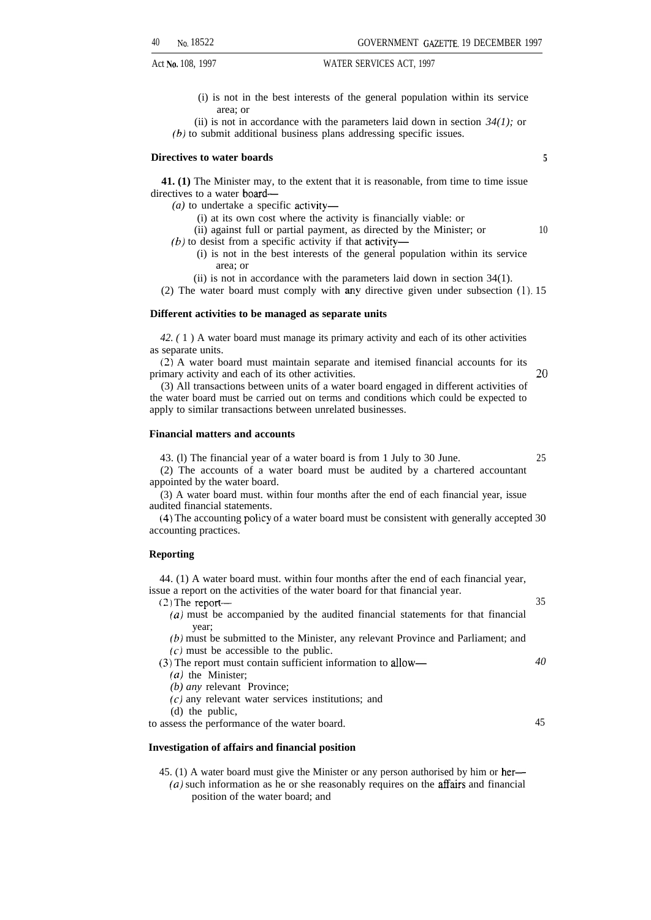(i) is not in the best interests of the general population within its service area; or

(ii) is not in accordance with the parameters laid down in section *34(1);* or

*(b)* to submit additional business plans addressing specific issues.

**Directives to water boards**

**41. (1)** The Minister may, to the extent that it is reasonable, from time to time issue directives to a water board—

*(a)* to undertake a specific activity—

(i) at its own cost where the activity is financially viable: or

(ii) against full or partial payment, as directed by the Minister; or

*(b)* to desist from a specific activity if that activity—

(i) is not in the best interests of the general population within its service area; or

(ii) is not in accordance with the parameters laid down in section 34(1).

(2) The water board must comply with any directive given under subsection (1).

**Different activities to be managed as separate units**

*42. (* 1 ) A water board must manage its primary activity and each of its other activities as separate units.

(2) A water board must maintain separate and itemised financial accounts for its primary activity and each of its other activities.

(3) All transactions between units of a water board engaged in different activities of the water board must be carried out on terms and conditions which could be expected to apply to similar transactions between unrelated businesses.

**Financial matters and accounts**

43. (l) The financial year of a water board is from 1 July to 30 June.

(2) The accounts of a water board must be audited by a chartered accountant appointed by the water board.

(3) A water board must. within four months after the end of each financial year, issue audited financial statements.

(4) The accounting policy of a water board must be consistent with generally accepted accounting practices.

**Reporting**

44. (1) A water board must. within four months after the end of each financial year, issue a report on the activities of the water board for that financial year.

(2) The report—

*(a)* must be accompanied by the audited financial statements for that financial year;

*(b)* must be submitted to the Minister, any relevant Province and Parliament; and

*(c)* must be accessible to the public.

(3) The report must contain sufficient information to allow—

*(a)* the Minister;

*(b) any* relevant Province;

*(c)* any relevant water services institutions; and

(d) the public,

to assess the performance of the water board.

**Investigation of affairs and financial position**

45. (1) A water board must give the Minister or any person authorised by him or her—

*(a)* such information as he or she reasonably requires on the affairs and financial position of the water board; and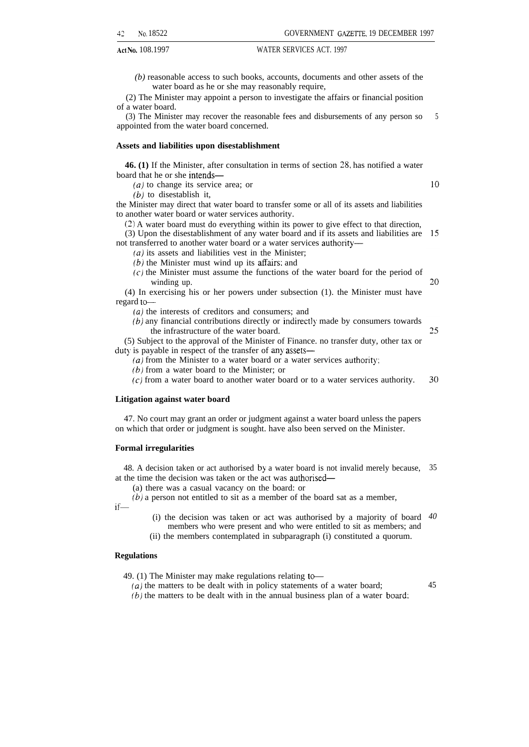(b) reasonable access to such books, accounts, documents and other assets of the water board as he or she may reasonably require,

(2) The Minister may appoint a person to investigate the affairs or financial position of a water board.

(3) The Minister may recover the reasonable fees and disbursements of any person so appointed from the water board concerned.

**Assets and liabilities upon disestablishment**

**46. (1)** If the Minister, after consultation in terms of section 28, has notified a water board that he or she intends—

*(a)* to change its service area; or

*(b)* to disestablish it,

the Minister may direct that water board to transfer some or all of its assets and liabilities to another water board or water services authority.

(2) A water board must do everything within its power to give effect to that direction,

(3) Upon the disestablishment of any water board and if its assets and liabilities are not transferred to another water board or a water services authority—

*(a)* its assets and liabilities vest in the Minister;

*(b)* the Minister must wind up its affairs; and

*(c)* the Minister must assume the functions of the water board for the period of winding up.

(4) In exercising his or her powers under subsection (1). the Minister must have regard to—

*(a)* the interests of creditors and consumers; and

*(b)* any financial contributions directly or indirectly made by consumers towards the infrastructure of the water board.

(5) Subject to the approval of the Minister of Finance. no transfer duty, other tax or duty is payable in respect of the transfer of any assets—

*(a)* from the Minister to a water board or a water services authority;

*(b)* from a water board to the Minister; or

*(c)* from a water board to another water board or to a water services authority.

**Litigation against water board**

47. No court may grant an order or judgment against a water board unless the papers on which that order or judgment is sought. have also been served on the Minister.

**Formal irregularities**

48. A decision taken or act authorised by a water board is not invalid merely because, at the time the decision was taken or the act was authorised—

(a) there was a casual vacancy on the board: or

*(b)* a person not entitled to sit as a member of the board sat as a member,

if—

(i) the decision was taken or act was authorised by a majority of board members who were present and who were entitled to sit as members; and

(ii) the members contemplated in subparagraph (i) constituted a quorum.

**Regulations**

49. (1) The Minister may make regulations relating to—

*(a)* the matters to be dealt with in policy statements of a water board;

*(b)* the matters to be dealt with in the annual business plan of a water board;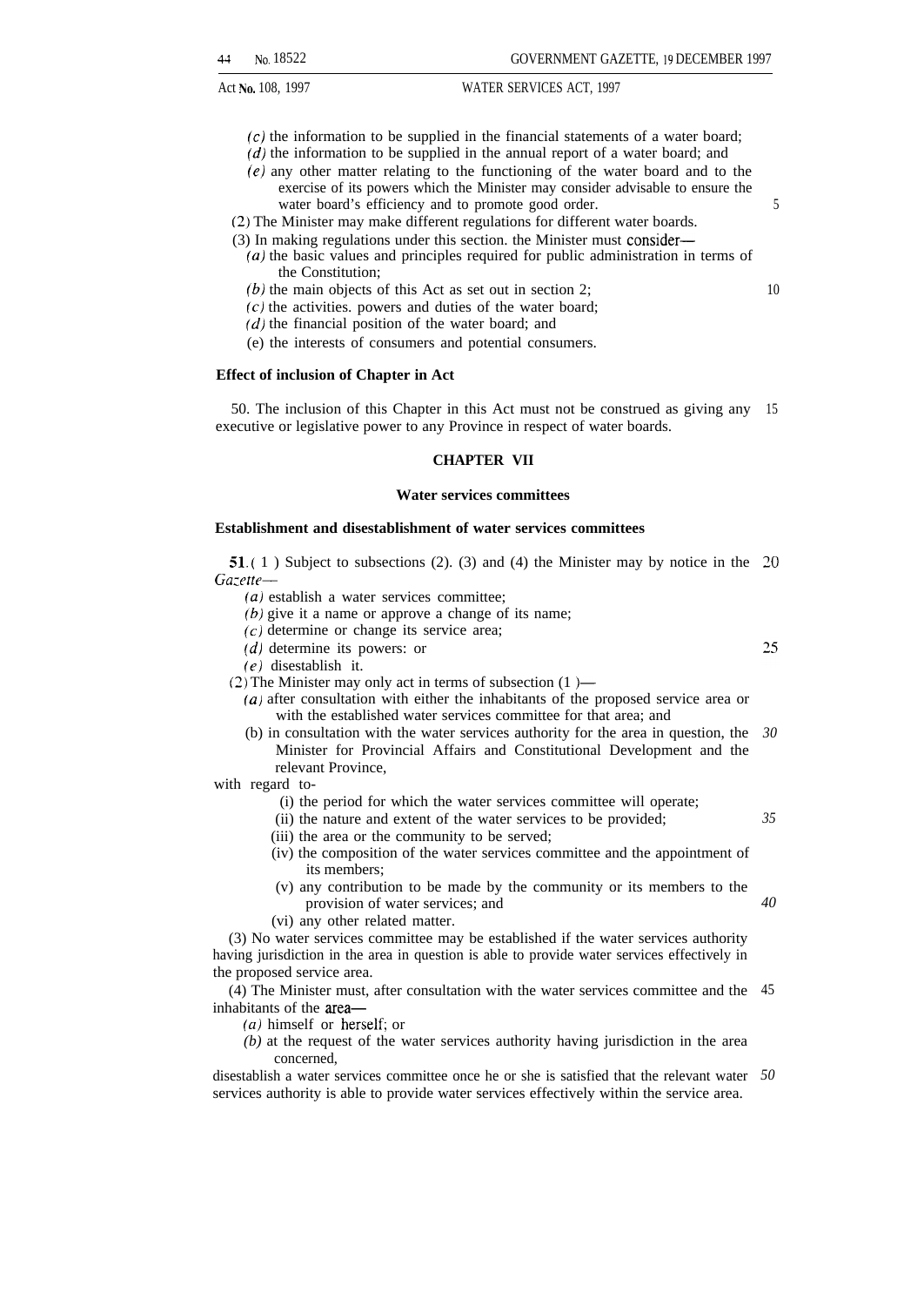(c) the information to be supplied in the financial statements of a water board;

(d) the information to be supplied in the annual report of a water board; and

(e) any other matter relating to the functioning of the water board and to the exercise of its powers which the Minister may consider advisable to ensure the water board's efficiency and to promote good order.

(2) The Minister may make different regulations for different water boards.

(3) In making regulations under this section. the Minister must consider—

(a) the basic values and principles required for public administration in terms of the Constitution;

(b) the main objects of this Act as set out in section 2;

(c) the activities. powers and duties of the water board;

(d) the financial position of the water board; and

(e) the interests of consumers and potential consumers.

**Effect of inclusion of Chapter in Act**

50. The inclusion of this Chapter in this Act must not be construed as giving any executive or legislative power to any Province in respect of water boards.

## CHAPTER VII

### Water services committees

**Establishment and disestablishment of water services committees**

**51.** (1) Subject to subsections (2). (3) and (4) the Minister may by notice in the *Gazette*—

(a) establish a water services committee;

(b) give it a name or approve a change of its name;

(c) determine or change its service area;

(d) determine its powers: or

(e) disestablish it.

(2) The Minister may only act in terms of subsection (1)—

(a) after consultation with either the inhabitants of the proposed service area or with the established water services committee for that area; and

(b) in consultation with the water services authority for the area in question, the Minister for Provincial Affairs and Constitutional Development and the relevant Province,

with regard to-

(i) the period for which the water services committee will operate;

(ii) the nature and extent of the water services to be provided;

(iii) the area or the community to be served;

(iv) the composition of the water services committee and the appointment of its members;

(v) any contribution to be made by the community or its members to the provision of water services; and

(vi) any other related matter.

(3) No water services committee may be established if the water services authority having jurisdiction in the area in question is able to provide water services effectively in the proposed service area.

(4) The Minister must, after consultation with the water services committee and the inhabitants of the area—

(a) himself or herself; or

(b) at the request of the water services authority having jurisdiction in the area concerned,

disestablish a water services committee once he or she is satisfied that the relevant water services authority is able to provide water services effectively within the service area.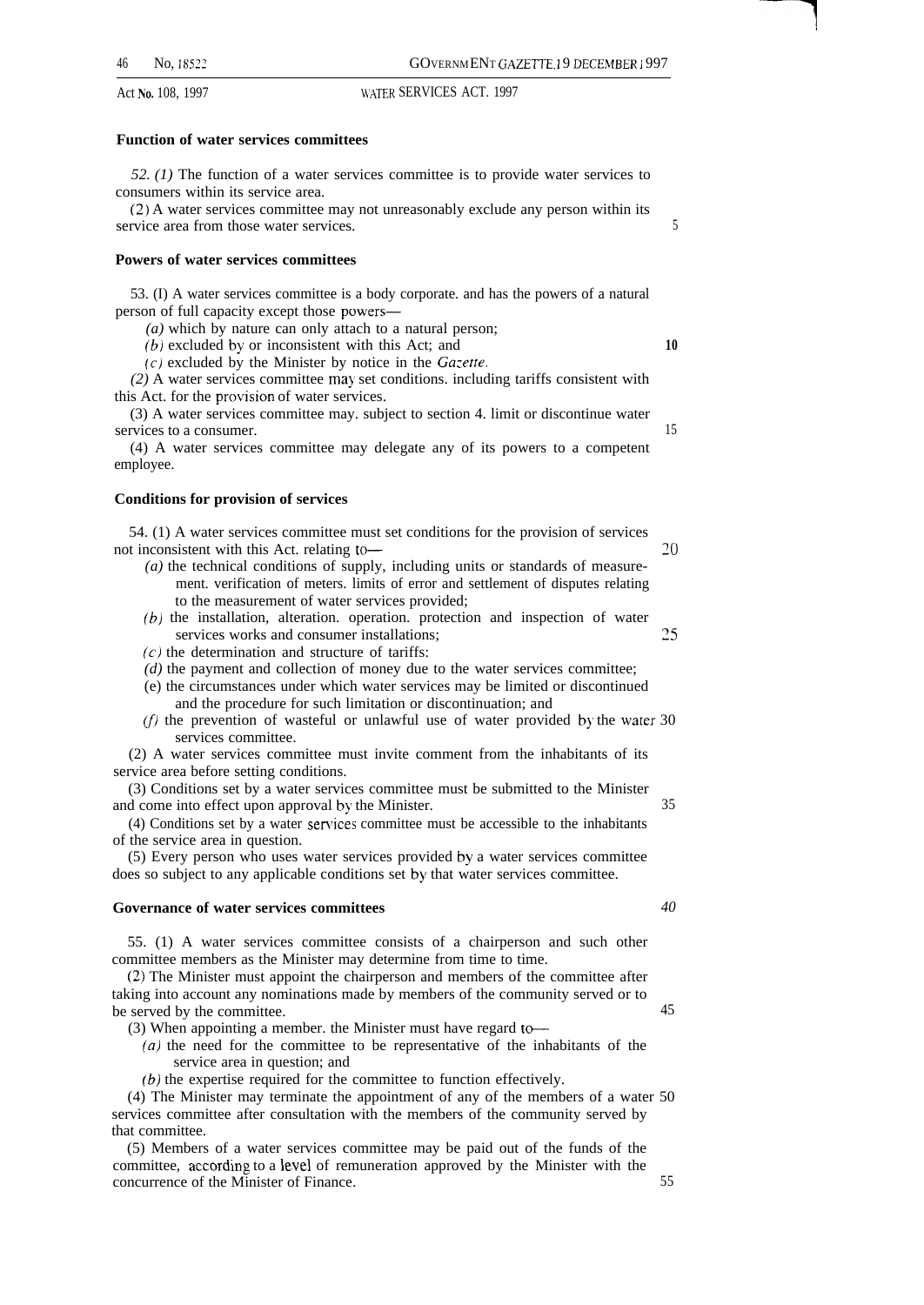**Function of water services committees**

*52. (1)* The function of a water services committee is to provide water services to consumers within its service area.

(2) A water services committee may not unreasonably exclude any person within its service area from those water services.

**Powers of water services committees**

53. (I) A water services committee is a body corporate. and has the powers of a natural person of full capacity except those powers—

*(a)* which by nature can only attach to a natural person;

*(b)* excluded by or inconsistent with this Act; and

*(c)* excluded by the Minister by notice in the *Gazette*.

*(2)* A water services committee may set conditions. including tariffs consistent with this Act. for the provision of water services.

(3) A water services committee may. subject to section 4. limit or discontinue water services to a consumer.

(4) A water services committee may delegate any of its powers to a competent employee.

**Conditions for provision of services**

54. (1) A water services committee must set conditions for the provision of services not inconsistent with this Act. relating to—

*(a)* the technical conditions of supply, including units or standards of measurement. verification of meters. limits of error and settlement of disputes relating to the measurement of water services provided;

*(b)* the installation, alteration. operation. protection and inspection of water services works and consumer installations;

*(c)* the determination and structure of tariffs:

*(d)* the payment and collection of money due to the water services committee;

(e) the circumstances under which water services may be limited or discontinued and the procedure for such limitation or discontinuation; and

*(f)* the prevention of wasteful or unlawful use of water provided by the water services committee.

(2) A water services committee must invite comment from the inhabitants of its service area before setting conditions.

(3) Conditions set by a water services committee must be submitted to the Minister and come into effect upon approval by the Minister.

(4) Conditions set by a water services committee must be accessible to the inhabitants of the service area in question.

(5) Every person who uses water services provided by a water services committee does so subject to any applicable conditions set by that water services committee.

**Governance of water services committees**

55. (1) A water services committee consists of a chairperson and such other committee members as the Minister may determine from time to time.

(2) The Minister must appoint the chairperson and members of the committee after taking into account any nominations made by members of the community served or to be served by the committee.

(3) When appointing a member. the Minister must have regard to—

*(a)* the need for the committee to be representative of the inhabitants of the service area in question; and

*(b)* the expertise required for the committee to function effectively.

(4) The Minister may terminate the appointment of any of the members of a water services committee after consultation with the members of the community served by that committee.

(5) Members of a water services committee may be paid out of the funds of the committee, according to a level of remuneration approved by the Minister with the concurrence of the Minister of Finance.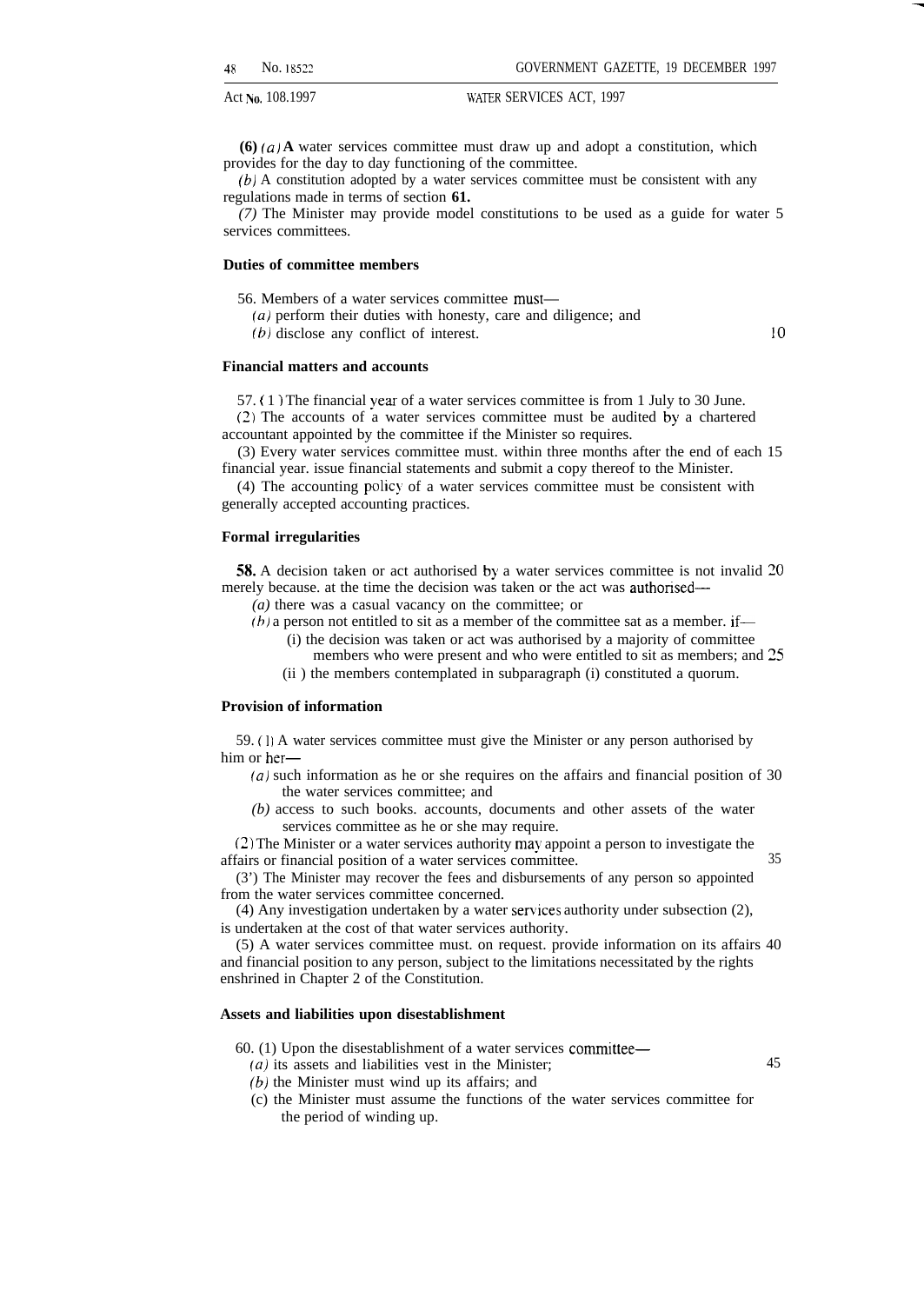**(6)** *(a)* **A** water services committee must draw up and adopt a constitution, which provides for the day to day functioning of the committee.

*(b)* A constitution adopted by a water services committee must be consistent with any regulations made in terms of section **61.**

*(7)* The Minister may provide model constitutions to be used as a guide for water services committees.

**Duties of committee members**

56. Members of a water services committee must—

*(a)* perform their duties with honesty, care and diligence; and

*(b)* disclose any conflict of interest.

**Financial matters and accounts**

57. (1) The financial year of a water services committee is from 1 July to 30 June.

(2) The accounts of a water services committee must be audited by a chartered accountant appointed by the committee if the Minister so requires.

(3) Every water services committee must. within three months after the end of each financial year. issue financial statements and submit a copy thereof to the Minister.

(4) The accounting policy of a water services committee must be consistent with generally accepted accounting practices.

**Formal irregularities**

**58.** A decision taken or act authorised by a water services committee is not invalid merely because. at the time the decision was taken or the act was authorised—

*(a)* there was a casual vacancy on the committee; or

*(b)* a person not entitled to sit as a member of the committee sat as a member. if—

(i) the decision was taken or act was authorised by a majority of committee members who were present and who were entitled to sit as members; and

(ii) the members contemplated in subparagraph (i) constituted a quorum.

**Provision of information**

59. (1) A water services committee must give the Minister or any person authorised by him or her—

*(a)* such information as he or she requires on the affairs and financial position of the water services committee; and

*(b)* access to such books. accounts, documents and other assets of the water services committee as he or she may require.

(2) The Minister or a water services authority may appoint a person to investigate the affairs or financial position of a water services committee.

(3) The Minister may recover the fees and disbursements of any person so appointed from the water services committee concerned.

(4) Any investigation undertaken by a water services authority under subsection (2), is undertaken at the cost of that water services authority.

(5) A water services committee must. on request. provide information on its affairs and financial position to any person, subject to the limitations necessitated by the rights enshrined in Chapter 2 of the Constitution.

**Assets and liabilities upon disestablishment**

60. (1) Upon the disestablishment of a water services committee—

*(a)* its assets and liabilities vest in the Minister;

*(b)* the Minister must wind up its affairs; and

(c) the Minister must assume the functions of the water services committee for the period of winding up.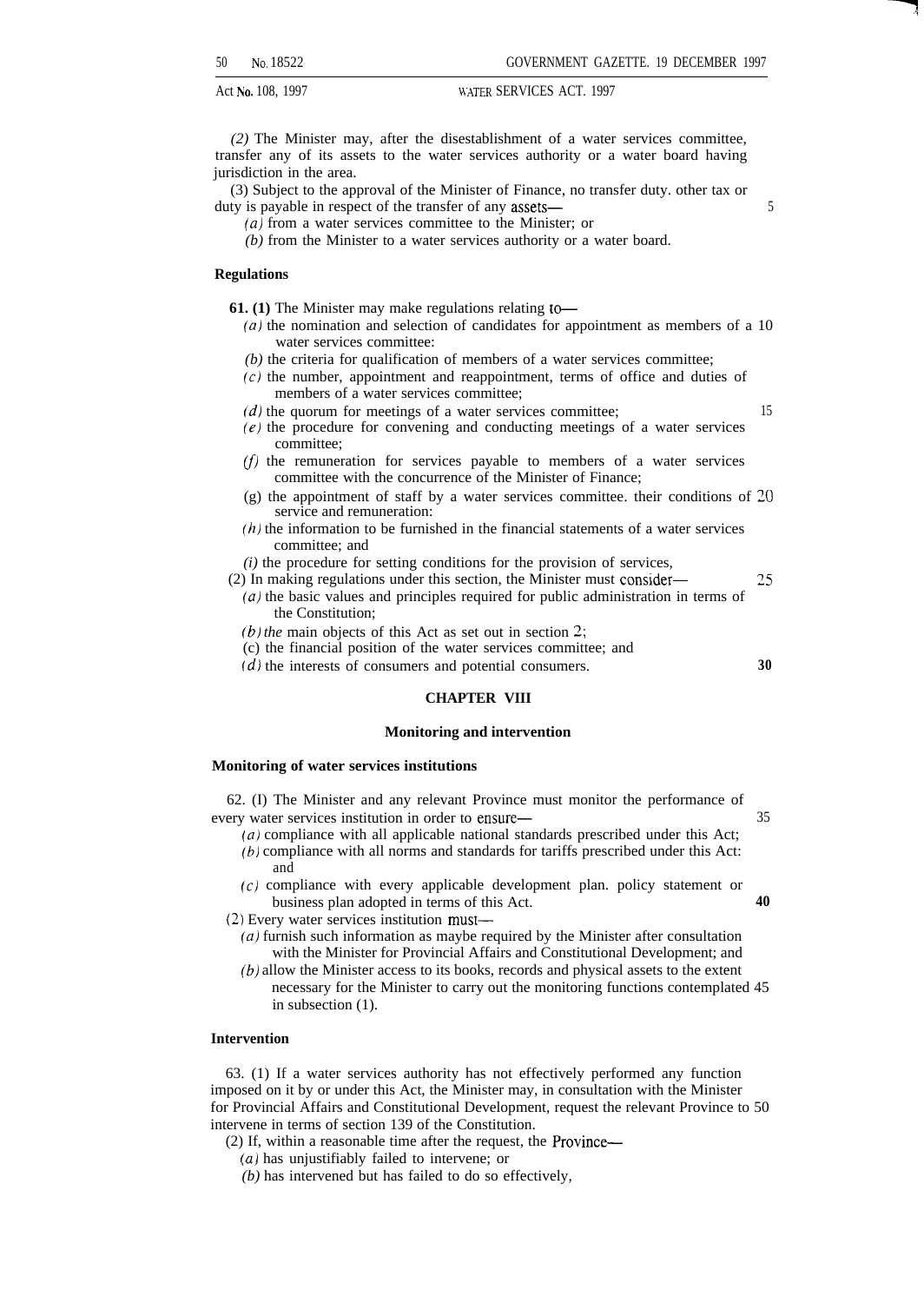(2) The Minister may, after the disestablishment of a water services committee, transfer any of its assets to the water services authority or a water board having jurisdiction in the area.

(3) Subject to the approval of the Minister of Finance, no transfer duty. other tax or duty is payable in respect of the transfer of any assets—

*(a)* from a water services committee to the Minister; or

*(b)* from the Minister to a water services authority or a water board.

### Regulations

**61. (1)** The Minister may make regulations relating to—

*(a)* the nomination and selection of candidates for appointment as members of a water services committee:

*(b)* the criteria for qualification of members of a water services committee;

*(c)* the number, appointment and reappointment, terms of office and duties of members of a water services committee;

*(d)* the quorum for meetings of a water services committee;

*(e)* the procedure for convening and conducting meetings of a water services committee;

*(f)* the remuneration for services payable to members of a water services committee with the concurrence of the Minister of Finance;

(g) the appointment of staff by a water services committee. their conditions of service and remuneration:

*(h)* the information to be furnished in the financial statements of a water services committee; and

*(i)* the procedure for setting conditions for the provision of services,

(2) In making regulations under this section, the Minister must consider—

*(a)* the basic values and principles required for public administration in terms of the Constitution;

*(b) the* main objects of this Act as set out in section 2;

(c) the financial position of the water services committee; and

*(d)* the interests of consumers and potential consumers.

## CHAPTER VIII

## Monitoring and intervention

### Monitoring of water services institutions

62. (I) The Minister and any relevant Province must monitor the performance of every water services institution in order to ensure—

*(a)* compliance with all applicable national standards prescribed under this Act;

*(b)* compliance with all norms and standards for tariffs prescribed under this Act: and

*(c)* compliance with every applicable development plan. policy statement or business plan adopted in terms of this Act.

(2) Every water services institution must—

*(a)* furnish such information as maybe required by the Minister after consultation with the Minister for Provincial Affairs and Constitutional Development; and

*(b)* allow the Minister access to its books, records and physical assets to the extent necessary for the Minister to carry out the monitoring functions contemplated in subsection (1).

### Intervention

63. (1) If a water services authority has not effectively performed any function imposed on it by or under this Act, the Minister may, in consultation with the Minister for Provincial Affairs and Constitutional Development, request the relevant Province to intervene in terms of section 139 of the Constitution.

(2) If, within a reasonable time after the request, the Province—

*(a)* has unjustifiably failed to intervene; or

*(b)* has intervened but has failed to do so effectively,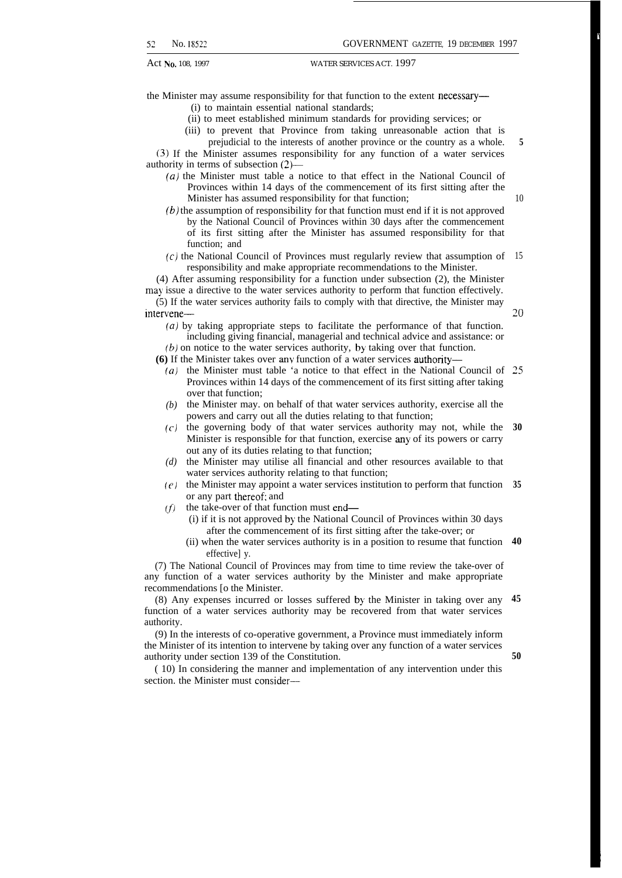the Minister may assume responsibility for that function to the extent necessary—

(i) to maintain essential national standards;

(ii) to meet established minimum standards for providing services; or

(iii) to prevent that Province from taking unreasonable action that is prejudicial to the interests of another province or the country as a whole.

(3) If the Minister assumes responsibility for any function of a water services authority in terms of subsection (2)—

*(a)* the Minister must table a notice to that effect in the National Council of Provinces within 14 days of the commencement of its first sitting after the Minister has assumed responsibility for that function;

*(b)* the assumption of responsibility for that function must end if it is not approved by the National Council of Provinces within 30 days after the commencement of its first sitting after the Minister has assumed responsibility for that function; and

*(c)* the National Council of Provinces must regularly review that assumption of responsibility and make appropriate recommendations to the Minister.

(4) After assuming responsibility for a function under subsection (2), the Minister may issue a directive to the water services authority to perform that function effectively.

(5) If the water services authority fails to comply with that directive, the Minister may intervene—

*(a)* by taking appropriate steps to facilitate the performance of that function, including giving financial, managerial and technical advice and assistance; or

*(b)* on notice to the water services authority, by taking over that function.

**(6)** If the Minister takes over any function of a water services authority—

*(a)* the Minister must table a notice to that effect in the National Council of Provinces within 14 days of the commencement of its first sitting after taking over that function;

*(b)* the Minister may, on behalf of that water services authority, exercise all the powers and carry out all the duties relating to that function;

*(c)* the governing body of that water services authority may not, while the Minister is responsible for that function, exercise any of its powers or carry out any of its duties relating to that function;

*(d)* the Minister may utilise all financial and other resources available to that water services authority relating to that function;

*(e)* the Minister may appoint a water services institution to perform that function or any part thereof; and

*(f)* the take-over of that function must end—

(i) if it is not approved by the National Council of Provinces within 30 days after the commencement of its first sitting after the take-over; or

(ii) when the water services authority is in a position to resume that function effectively.

(7) The National Council of Provinces may from time to time review the take-over of any function of a water services authority by the Minister and make appropriate recommendations to the Minister.

(8) Any expenses incurred or losses suffered by the Minister in taking over any function of a water services authority may be recovered from that water services authority.

(9) In the interests of co-operative government, a Province must immediately inform the Minister of its intention to intervene by taking over any function of a water services authority under section 139 of the Constitution.

(10) In considering the manner and implementation of any intervention under this section, the Minister must consider—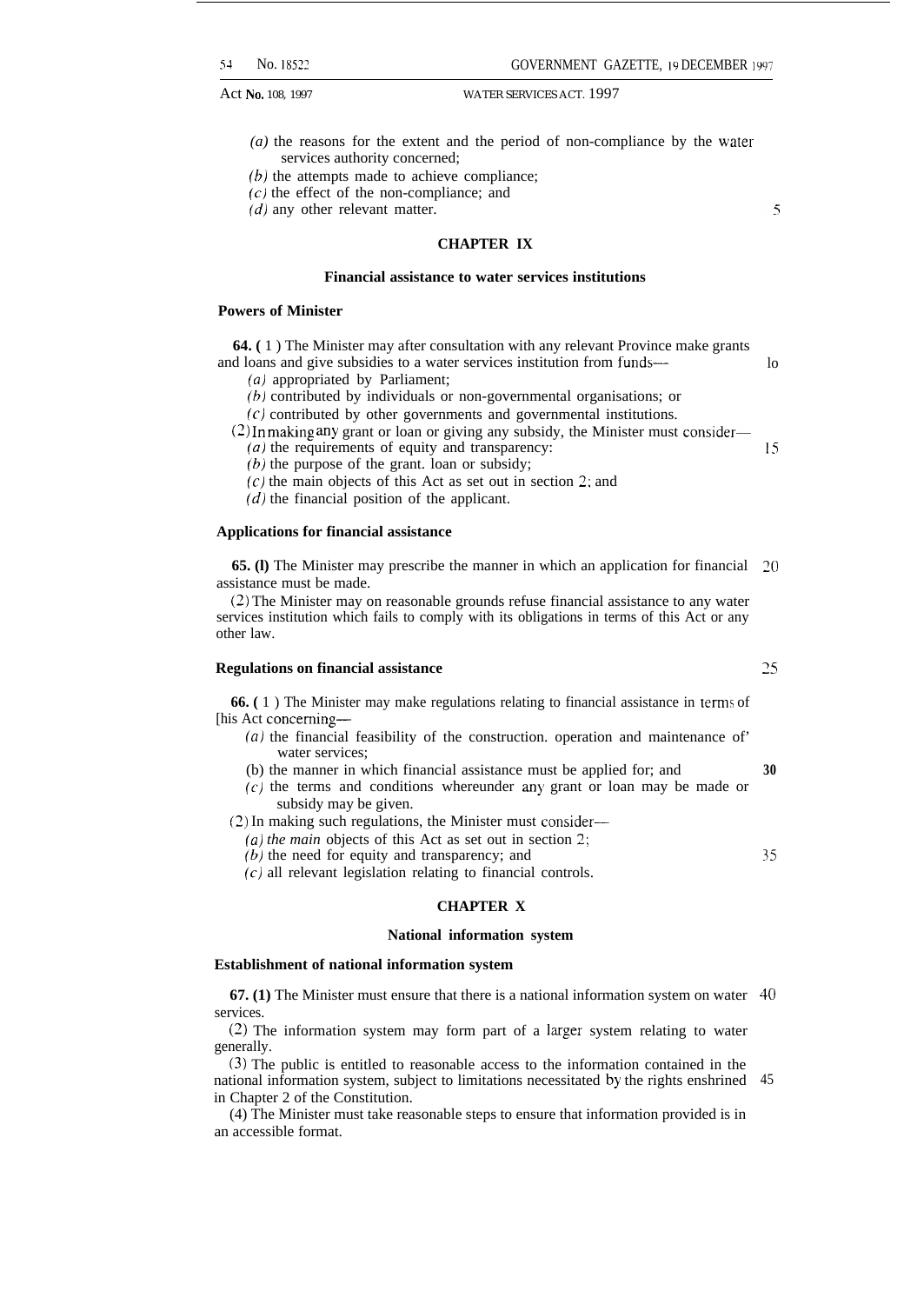(*a*) the reasons for the extent and the period of non-compliance by the water services authority concerned;

(*b*) the attempts made to achieve compliance;

(*c*) the effect of the non-compliance; and

(*d*) any other relevant matter.

## CHAPTER IX

### Financial assistance to water services institutions

**Powers of Minister**

**64.** (1) The Minister may after consultation with any relevant Province make grants and loans and give subsidies to a water services institution from funds—

(*a*) appropriated by Parliament;

(*b*) contributed by individuals or non-governmental organisations; or

(*c*) contributed by other governments and governmental institutions.

(2) In making any grant or loan or giving any subsidy, the Minister must consider—

(*a*) the requirements of equity and transparency:

(*b*) the purpose of the grant. loan or subsidy;

(*c*) the main objects of this Act as set out in section 2; and

(*d*) the financial position of the applicant.

**Applications for financial assistance**

**65.** (1) The Minister may prescribe the manner in which an application for financial assistance must be made.

(2) The Minister may on reasonable grounds refuse financial assistance to any water services institution which fails to comply with its obligations in terms of this Act or any other law.

**Regulations on financial assistance**

**66.** (1) The Minister may make regulations relating to financial assistance in terms of [his Act concerning—

(*a*) the financial feasibility of the construction. operation and maintenance of' water services;

(b) the manner in which financial assistance must be applied for; and

(*c*) the terms and conditions whereunder any grant or loan may be made or subsidy may be given.

(2) In making such regulations, the Minister must consider—

(*a*) *the main* objects of this Act as set out in section 2;

(*b*) the need for equity and transparency; and

(*c*) all relevant legislation relating to financial controls.

## CHAPTER X

### National information system

**Establishment of national information system**

**67.** (1) The Minister must ensure that there is a national information system on water services.

(2) The information system may form part of a larger system relating to water generally.

(3) The public is entitled to reasonable access to the information contained in the national information system, subject to limitations necessitated by the rights enshrined in Chapter 2 of the Constitution.

(4) The Minister must take reasonable steps to ensure that information provided is in an accessible format.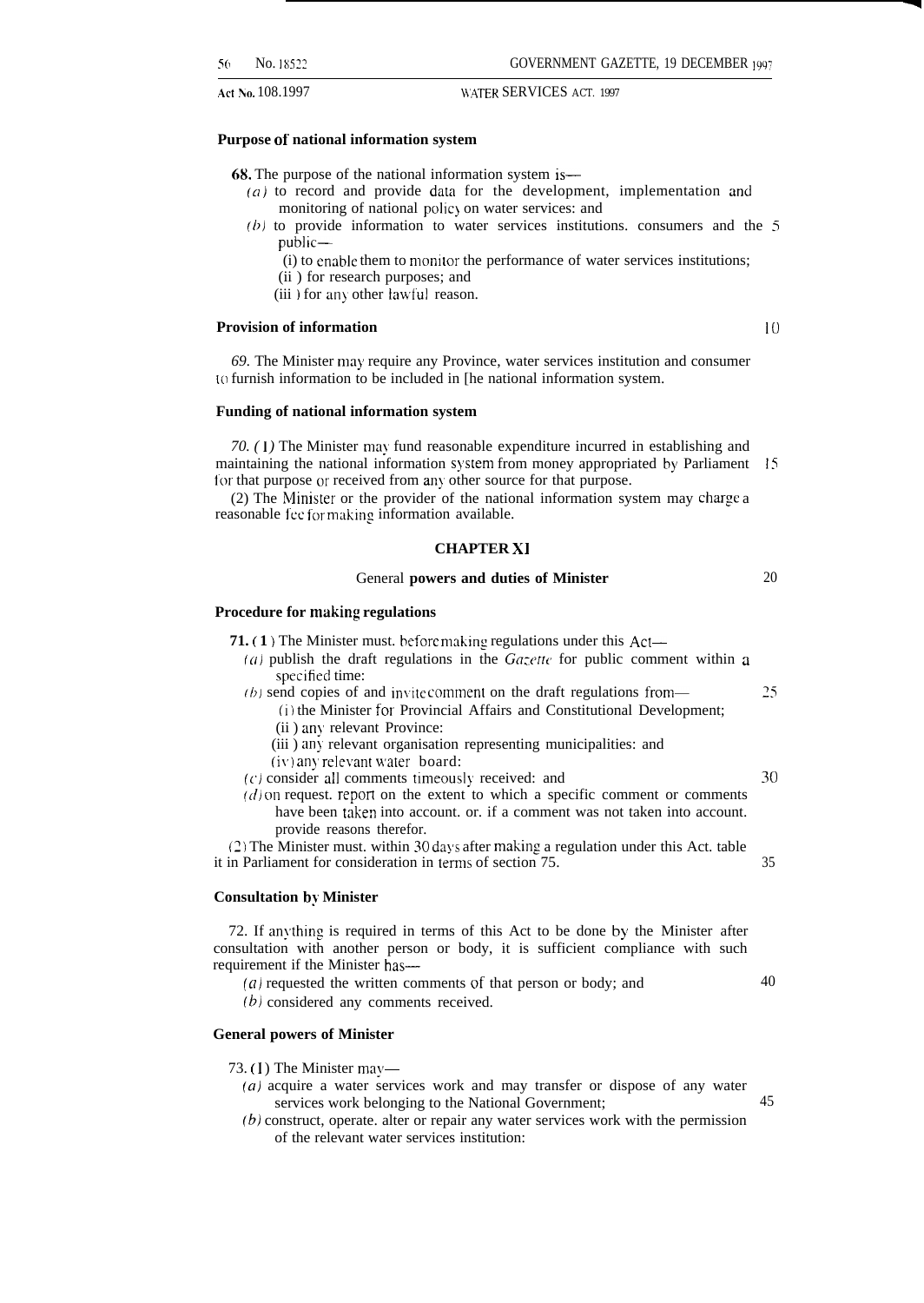### Purpose of national information system

**68.** The purpose of the national information system is—

*(a)* to record and provide data for the development, implementation and monitoring of national policy on water services: and

*(b)* to provide information to water services institutions. consumers and the public—

(i) to enable them to monitor the performance of water services institutions;

(ii) for research purposes; and

(iii) for any other lawful reason.

### Provision of information

*69.* The Minister may require any Province, water services institution and consumer to furnish information to be included in [he national information system.

### Funding of national information system

*70. (1)* The Minister may fund reasonable expenditure incurred in establishing and maintaining the national information system from money appropriated by Parliament for that purpose or received from any other source for that purpose.

(2) The Minister or the provider of the national information system may charge a reasonable fee for making information available.

## CHAPTER XI

## General powers and duties of Minister

### Procedure for making regulations

**71. (1)** The Minister must. before making regulations under this Act—

*(a)* publish the draft regulations in the *Gazette* for public comment within a specified time:

*(b)* send copies of and invite comment on the draft regulations from—

(i) the Minister for Provincial Affairs and Constitutional Development;

(ii) any relevant Province:

(iii) any relevant organisation representing municipalities: and

(iv) any relevant water board:

*(c)* consider all comments timeously received: and

*(d)* on request. report on the extent to which a specific comment or comments have been taken into account. or. if a comment was not taken into account. provide reasons therefor.

(2) The Minister must. within 30 days after making a regulation under this Act. table it in Parliament for consideration in terms of section 75.

### Consultation by Minister

72. If anything is required in terms of this Act to be done by the Minister after consultation with another person or body, it is sufficient compliance with such requirement if the Minister has—

*(a)* requested the written comments of that person or body; and

*(b)* considered any comments received.

### General powers of Minister

73. (1) The Minister may—

*(a)* acquire a water services work and may transfer or dispose of any water services work belonging to the National Government;

*(b)* construct, operate. alter or repair any water services work with the permission of the relevant water services institution: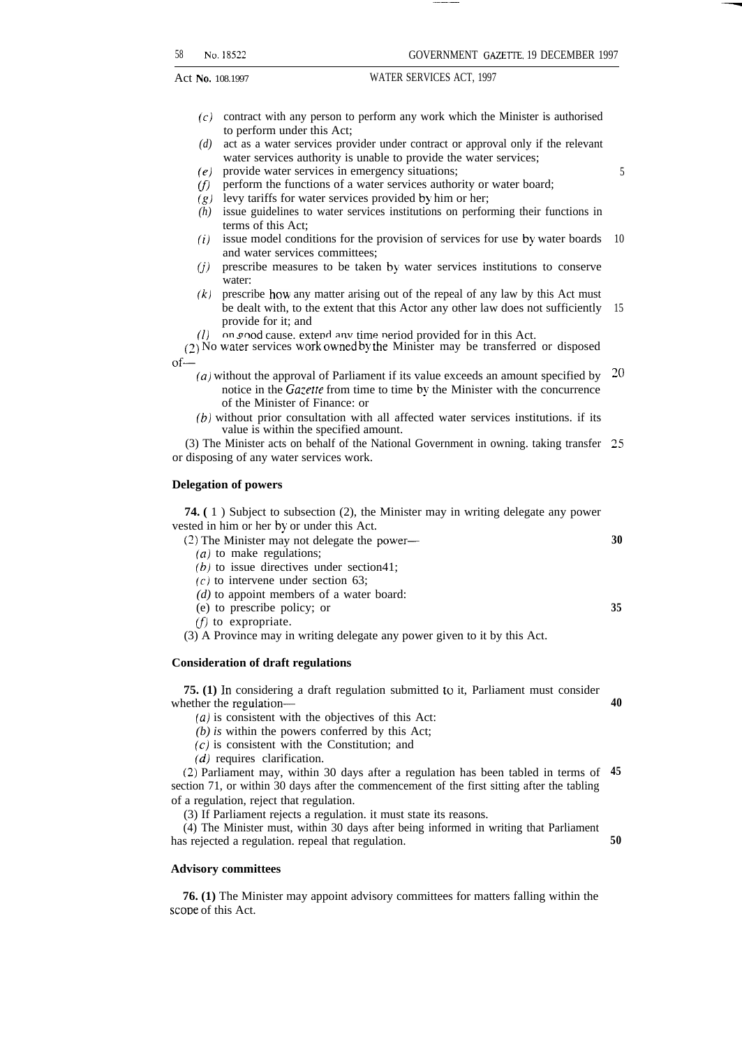(c) contract with any person to perform any work which the Minister is authorised to perform under this Act;

(d) act as a water services provider under contract or approval only if the relevant water services authority is unable to provide the water services;

(e) provide water services in emergency situations;

(f) perform the functions of a water services authority or water board;

(g) levy tariffs for water services provided by him or her;

(h) issue guidelines to water services institutions on performing their functions in terms of this Act;

(i) issue model conditions for the provision of services for use by water boards and water services committees;

(j) prescribe measures to be taken by water services institutions to conserve water:

(k) prescribe how any matter arising out of the repeal of any law by this Act must be dealt with, to the extent that this Actor any other law does not sufficiently provide for it; and

(l) on good cause. extend any time period provided for in this Act.

(2) No water services work owned by the Minister may be transferred or disposed of—

(a) without the approval of Parliament if its value exceeds an amount specified by notice in the *Gazette* from time to time by the Minister with the concurrence of the Minister of Finance: or

(b) without prior consultation with all affected water services institutions. if its value is within the specified amount.

(3) The Minister acts on behalf of the National Government in owning. taking transfer or disposing of any water services work.

**Delegation of powers**

**74.** ( 1 ) Subject to subsection (2), the Minister may in writing delegate any power vested in him or her by or under this Act.

(2) The Minister may not delegate the power—

(a) to make regulations;

(b) to issue directives under section41;

(c) to intervene under section 63;

(d) to appoint members of a water board:

(e) to prescribe policy; or

(f) to expropriate.

(3) A Province may in writing delegate any power given to it by this Act.

**Consideration of draft regulations**

**75. (1)** In considering a draft regulation submitted to it, Parliament must consider whether the regulation—

(a) is consistent with the objectives of this Act:

(b) is within the powers conferred by this Act;

(c) is consistent with the Constitution; and

(d) requires clarification.

(2) Parliament may, within 30 days after a regulation has been tabled in terms of section 71, or within 30 days after the commencement of the first sitting after the tabling of a regulation, reject that regulation.

(3) If Parliament rejects a regulation. it must state its reasons.

(4) The Minister must, within 30 days after being informed in writing that Parliament has rejected a regulation. repeal that regulation.

**Advisory committees**

**76. (1)** The Minister may appoint advisory committees for matters falling within the scope of this Act.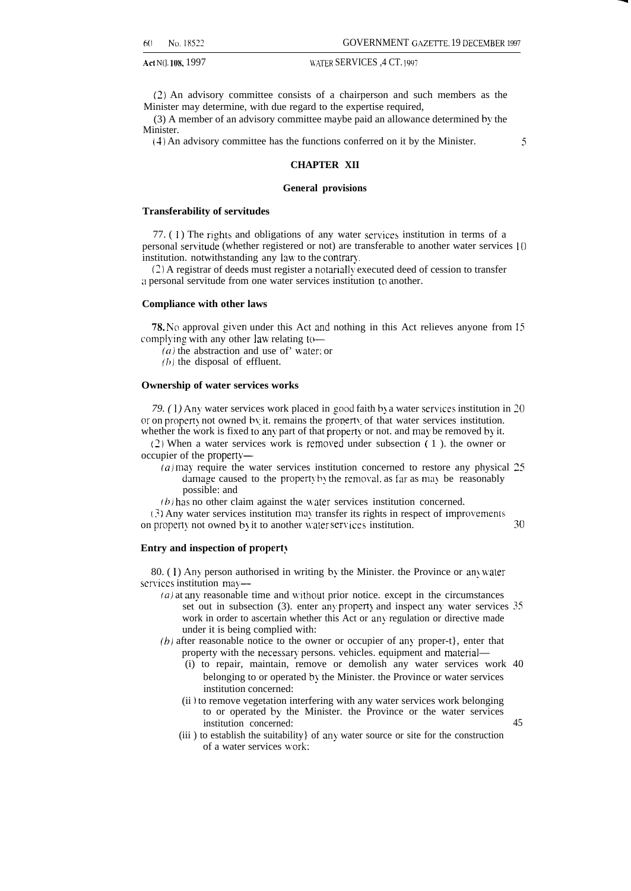(2) An advisory committee consists of a chairperson and such members as the Minister may determine, with due regard to the expertise required,

(3) A member of an advisory committee maybe paid an allowance determined by the Minister.

(4) An advisory committee has the functions conferred on it by the Minister.

## CHAPTER XII

### General provisions

**Transferability of servitudes**

77. (1) The rights and obligations of any water services institution in terms of a personal servitude (whether registered or not) are transferable to another water services institution. notwithstanding any law to the contrary.

(2) A registrar of deeds must register a notarially executed deed of cession to transfer a personal servitude from one water services institution to another.

**Compliance with other laws**

**78.** No approval given under this Act and nothing in this Act relieves anyone from complying with any other law relating to—

*(a)* the abstraction and use of' water; or

*(b)* the disposal of effluent.

**Ownership of water services works**

*79. (1)* Any water services work placed in good faith by a water services institution in or on property not owned by it. remains the property of that water services institution. whether the work is fixed to any part of that property or not. and may be removed by it.

(2) When a water services work is removed under subsection (1). the owner or occupier of the property—

*(a)* may require the water services institution concerned to restore any physical damage caused to the property by the removal. as far as may be reasonably possible: and

*(b)* has no other claim against the water services institution concerned.

(3) Any water services institution may transfer its rights in respect of improvements on property not owned by it to another water services institution.

**Entry and inspection of property**

80. (1) Any person authorised in writing by the Minister. the Province or any water services institution may—

*(a)* at any reasonable time and without prior notice. except in the circumstances set out in subsection (3). enter any property and inspect any water services work in order to ascertain whether this Act or any regulation or directive made under it is being complied with:

*(b)* after reasonable notice to the owner or occupier of any proper-t}, enter that property with the necessary persons. vehicles. equipment and material—

(i) to repair, maintain, remove or demolish any water services work belonging to or operated by the Minister. the Province or water services institution concerned:

(ii) to remove vegetation interfering with any water services work belonging to or operated by the Minister. the Province or the water services institution concerned:

(iii) to establish the suitability} of any water source or site for the construction of a water services work;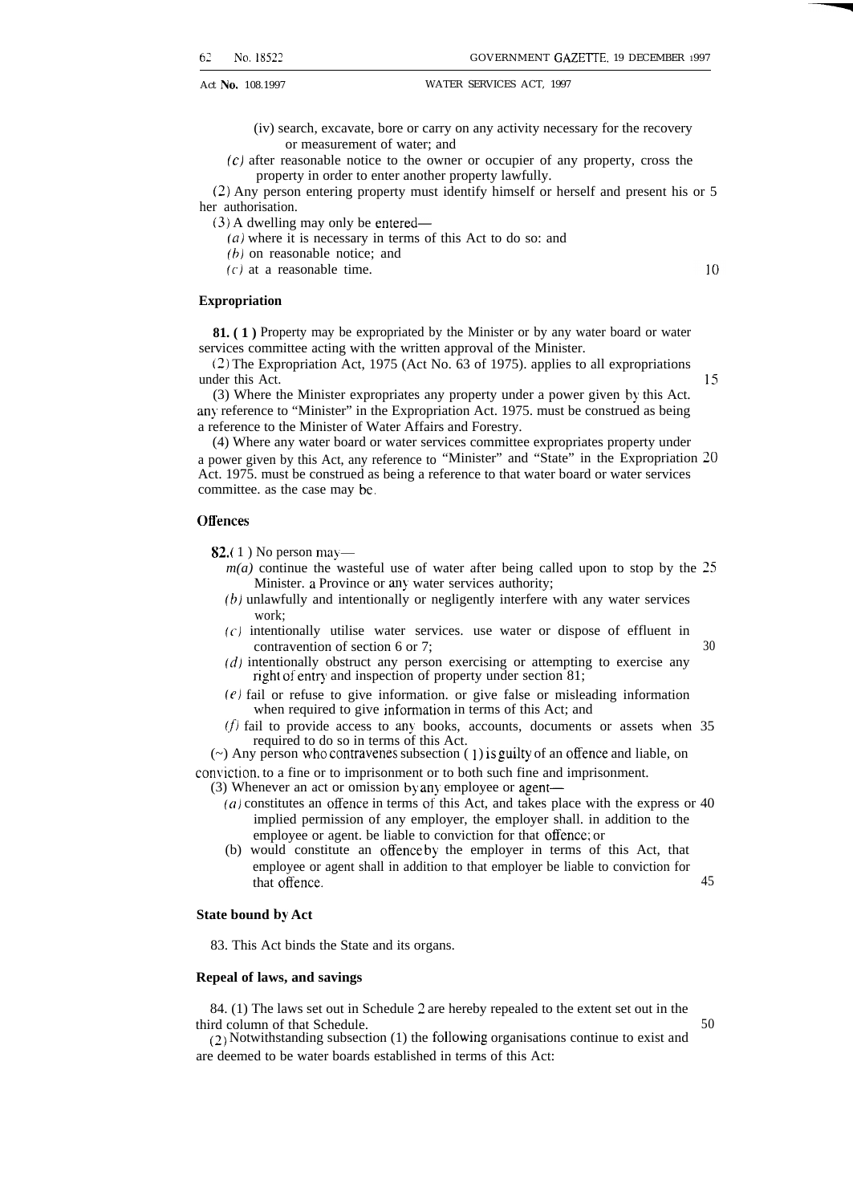(iv) search, excavate, bore or carry on any activity necessary for the recovery or measurement of water; and

(c) after reasonable notice to the owner or occupier of any property, cross the property in order to enter another property lawfully.

(2) Any person entering property must identify himself or herself and present his or her authorisation.

(3) A dwelling may only be entered—

(a) where it is necessary in terms of this Act to do so: and

(b) on reasonable notice; and

(c) at a reasonable time.

**Expropriation**

**81. (1)** Property may be expropriated by the Minister or by any water board or water services committee acting with the written approval of the Minister.

(2) The Expropriation Act, 1975 (Act No. 63 of 1975). applies to all expropriations under this Act.

(3) Where the Minister expropriates any property under a power given by this Act. any reference to "Minister" in the Expropriation Act. 1975. must be construed as being a reference to the Minister of Water Affairs and Forestry.

(4) Where any water board or water services committee expropriates property under a power given by this Act, any reference to "Minister" and "State" in the Expropriation Act. 1975. must be construed as being a reference to that water board or water services committee. as the case may be.

**Offences**

**82.** (1) No person may—

m(a) continue the wasteful use of water after being called upon to stop by the Minister. a Province or any water services authority;

(b) unlawfully and intentionally or negligently interfere with any water services work;

(c) intentionally utilise water services. use water or dispose of effluent in contravention of section 6 or 7;

(d) intentionally obstruct any person exercising or attempting to exercise any right of entry and inspection of property under section 81;

(e) fail or refuse to give information. or give false or misleading information when required to give information in terms of this Act; and

(f) fail to provide access to any books, accounts, documents or assets when required to do so in terms of this Act.

(~) Any person who contravenes subsection (1) is guilty of an offence and liable, on conviction, to a fine or to imprisonment or to both such fine and imprisonment.

(3) Whenever an act or omission by any employee or agent—

(a) constitutes an offence in terms of this Act, and takes place with the express or implied permission of any employer, the employer shall. in addition to the employee or agent. be liable to conviction for that offence; or

(b) would constitute an offence by the employer in terms of this Act, that employee or agent shall in addition to that employer be liable to conviction for that offence.

**State bound by Act**

83. This Act binds the State and its organs.

**Repeal of laws, and savings**

84. (1) The laws set out in Schedule 2 are hereby repealed to the extent set out in the third column of that Schedule.

(2) Notwithstanding subsection (1) the following organisations continue to exist and are deemed to be water boards established in terms of this Act: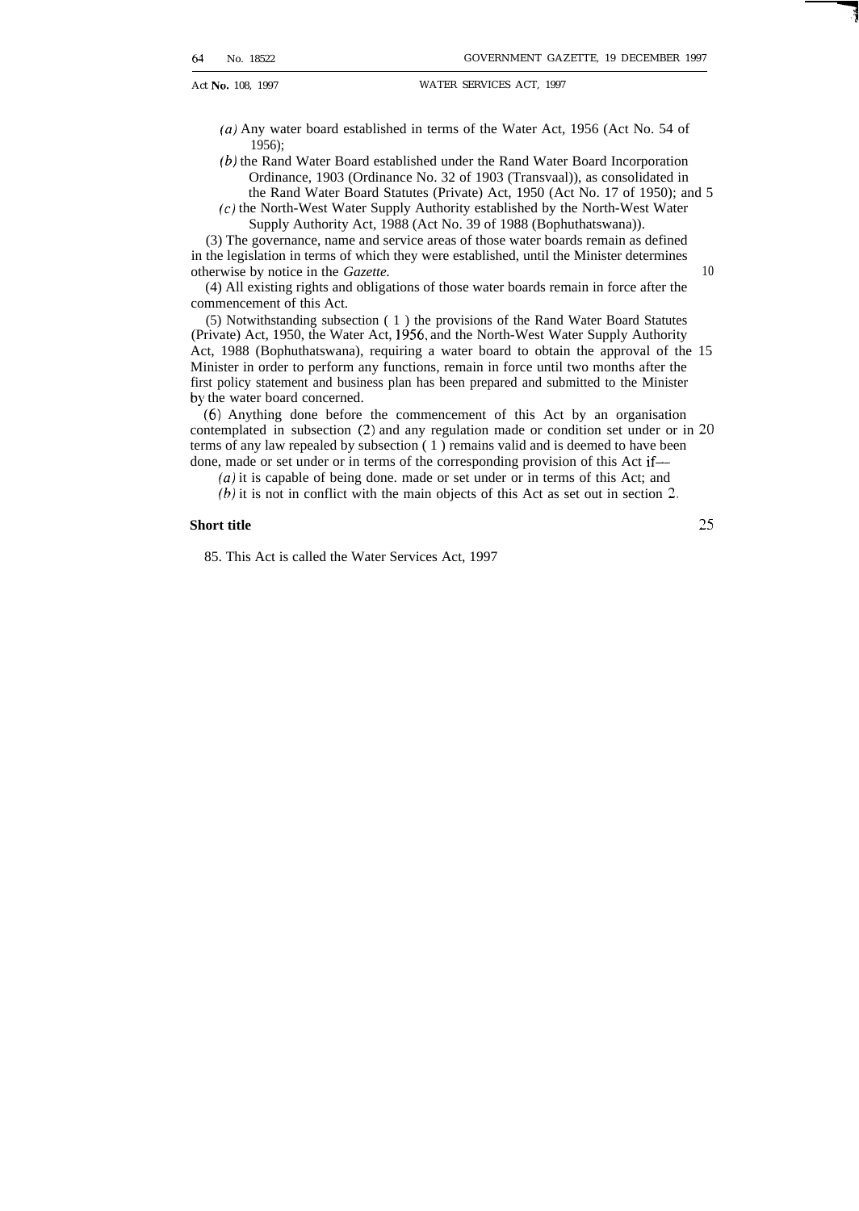*(a)* Any water board established in terms of the Water Act, 1956 (Act No. 54 of 1956);

*(b)* the Rand Water Board established under the Rand Water Board Incorporation Ordinance, 1903 (Ordinance No. 32 of 1903 (Transvaal)), as consolidated in the Rand Water Board Statutes (Private) Act, 1950 (Act No. 17 of 1950); and

*(c)* the North-West Water Supply Authority established by the North-West Water Supply Authority Act, 1988 (Act No. 39 of 1988 (Bophuthatswana)).

(3) The governance, name and service areas of those water boards remain as defined in the legislation in terms of which they were established, until the Minister determines otherwise by notice in the *Gazette.*

(4) All existing rights and obligations of those water boards remain in force after the commencement of this Act.

(5) Notwithstanding subsection (1) the provisions of the Rand Water Board Statutes (Private) Act, 1950, the Water Act, 1956, and the North-West Water Supply Authority Act, 1988 (Bophuthatswana), requiring a water board to obtain the approval of the Minister in order to perform any functions, remain in force until two months after the first policy statement and business plan has been prepared and submitted to the Minister by the water board concerned.

(6) Anything done before the commencement of this Act by an organisation contemplated in subsection (2) and any regulation made or condition set under or in terms of any law repealed by subsection (1) remains valid and is deemed to have been done, made or set under or in terms of the corresponding provision of this Act if—

*(a)* it is capable of being done. made or set under or in terms of this Act; and

*(b)* it is not in conflict with the main objects of this Act as set out in section 2.

**Short title**

85. This Act is called the Water Services Act, 1997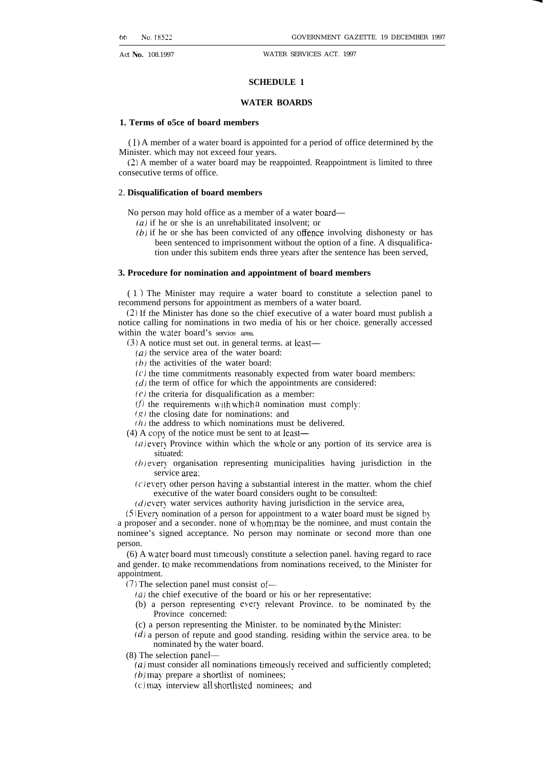## SCHEDULE 1

## WATER BOARDS

**1. Terms of o5ce of board members**

(1) A member of a water board is appointed for a period of office determined by the Minister. which may not exceed four years.

(2) A member of a water board may be reappointed. Reappointment is limited to three consecutive terms of office.

**2. Disqualification of board members**

No person may hold office as a member of a water board—

*(a)* if he or she is an unrehabilitated insolvent; or

*(b)* if he or she has been convicted of any offence involving dishonesty or has been sentenced to imprisonment without the option of a fine. A disqualification under this subitem ends three years after the sentence has been served,

**3. Procedure for nomination and appointment of board members**

(1) The Minister may require a water board to constitute a selection panel to recommend persons for appointment as members of a water board.

(2) If the Minister has done so the chief executive of a water board must publish a notice calling for nominations in two media of his or her choice. generally accessed within the water board's service area.

(3) A notice must set out. in general terms. at least—

*(a)* the service area of the water board:

*(b)* the activities of the water board:

*(c)* the time commitments reasonably expected from water board members:

*(d)* the term of office for which the appointments are considered:

*(e)* the criteria for disqualification as a member:

*(f)* the requirements with which a nomination must comply:

*(g)* the closing date for nominations: and

*(h)* the address to which nominations must be delivered.

(4) A copy of the notice must be sent to at least—

*(a)* every Province within which the whole or any portion of its service area is situated:

*(b)* every organisation representing municipalities having jurisdiction in the service area:

*(c)* every other person having a substantial interest in the matter. whom the chief executive of the water board considers ought to be consulted:

*(d)* every water services authority having jurisdiction in the service area,

(5) Every nomination of a person for appointment to a water board must be signed by a proposer and a seconder. none of whom may be the nominee, and must contain the nominee's signed acceptance. No person may nominate or second more than one person.

(6) A water board must timeously constitute a selection panel. having regard to race and gender. to make recommendations from nominations received, to the Minister for appointment.

(7) The selection panel must consist of—

*(a)* the chief executive of the board or his or her representative:

(b) a person representing every relevant Province. to be nominated by the Province concerned:

(c) a person representing the Minister. to be nominated by the Minister:

*(d)* a person of repute and good standing. residing within the service area. to be nominated by the water board.

(8) The selection panel—

*(a)* must consider all nominations timeously received and sufficiently completed;

*(b)* may prepare a shortlist of nominees;

*(c)* may interview all shortlisted nominees; and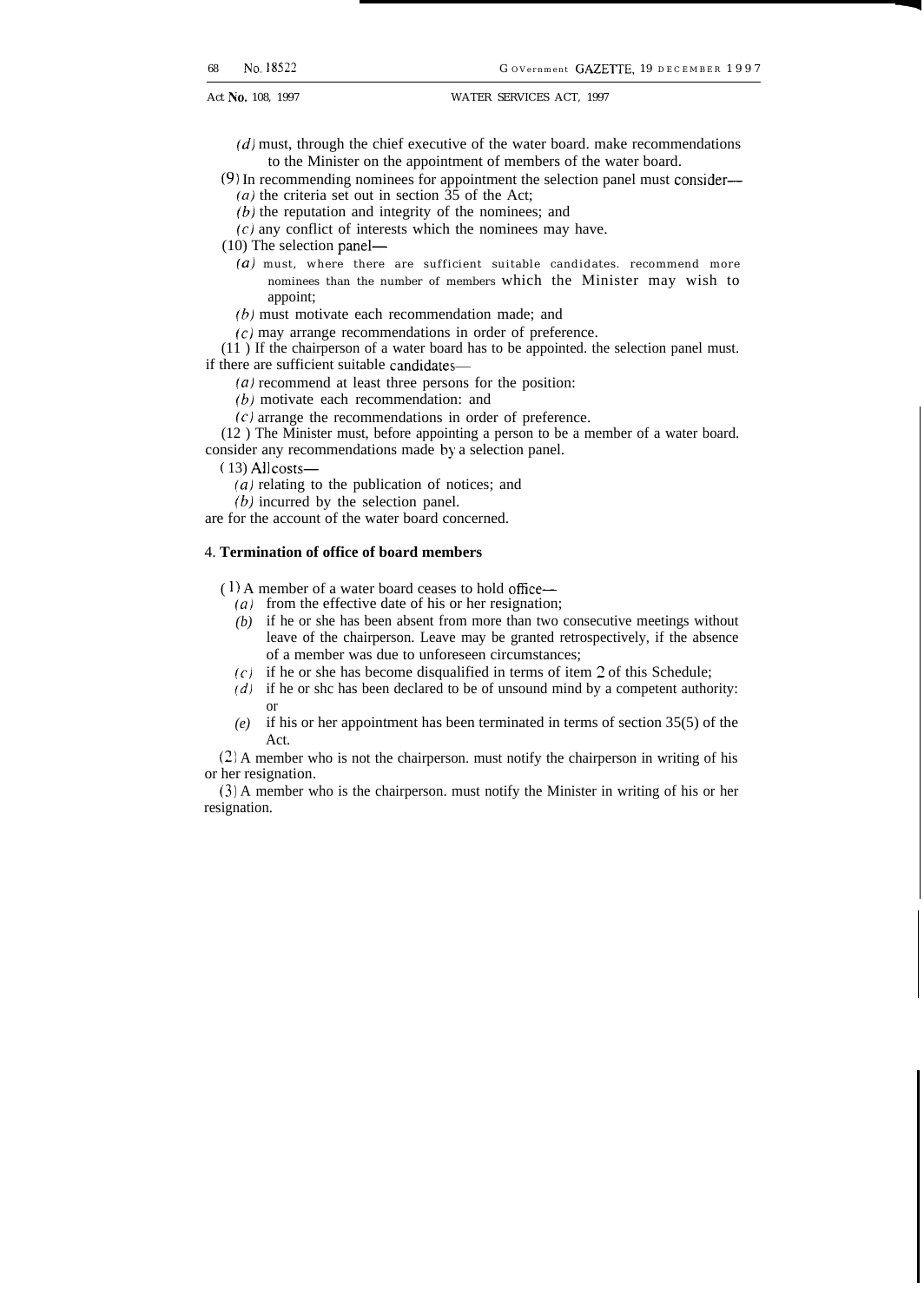*(d)* must, through the chief executive of the water board. make recommendations to the Minister on the appointment of members of the water board.

(9) In recommending nominees for appointment the selection panel must consider—

*(a)* the criteria set out in section 35 of the Act;

*(b)* the reputation and integrity of the nominees; and

*(c)* any conflict of interests which the nominees may have.

(10) The selection panel—

*(a)* must, where there are sufficient suitable candidates. recommend more nominees than the number of members which the Minister may wish to appoint;

*(b)* must motivate each recommendation made; and

*(c)* may arrange recommendations in order of preference.

(11) If the chairperson of a water board has to be appointed. the selection panel must. if there are sufficient suitable candidates—

*(a)* recommend at least three persons for the position:

*(b)* motivate each recommendation: and

*(c)* arrange the recommendations in order of preference.

(12) The Minister must, before appointing a person to be a member of a water board. consider any recommendations made by a selection panel.

(13) All costs—

*(a)* relating to the publication of notices; and

*(b)* incurred by the selection panel.

are for the account of the water board concerned.

4. **Termination of office of board members**

(1) A member of a water board ceases to hold office—

*(a)* from the effective date of his or her resignation;

*(b)* if he or she has been absent from more than two consecutive meetings without leave of the chairperson. Leave may be granted retrospectively, if the absence of a member was due to unforeseen circumstances;

*(c)* if he or she has become disqualified in terms of item 2 of this Schedule;

*(d)* if he or shc has been declared to be of unsound mind by a competent authority: or

*(e)* if his or her appointment has been terminated in terms of section 35(5) of the Act.

(2) A member who is not the chairperson. must notify the chairperson in writing of his or her resignation.

(3) A member who is the chairperson. must notify the Minister in writing of his or her resignation.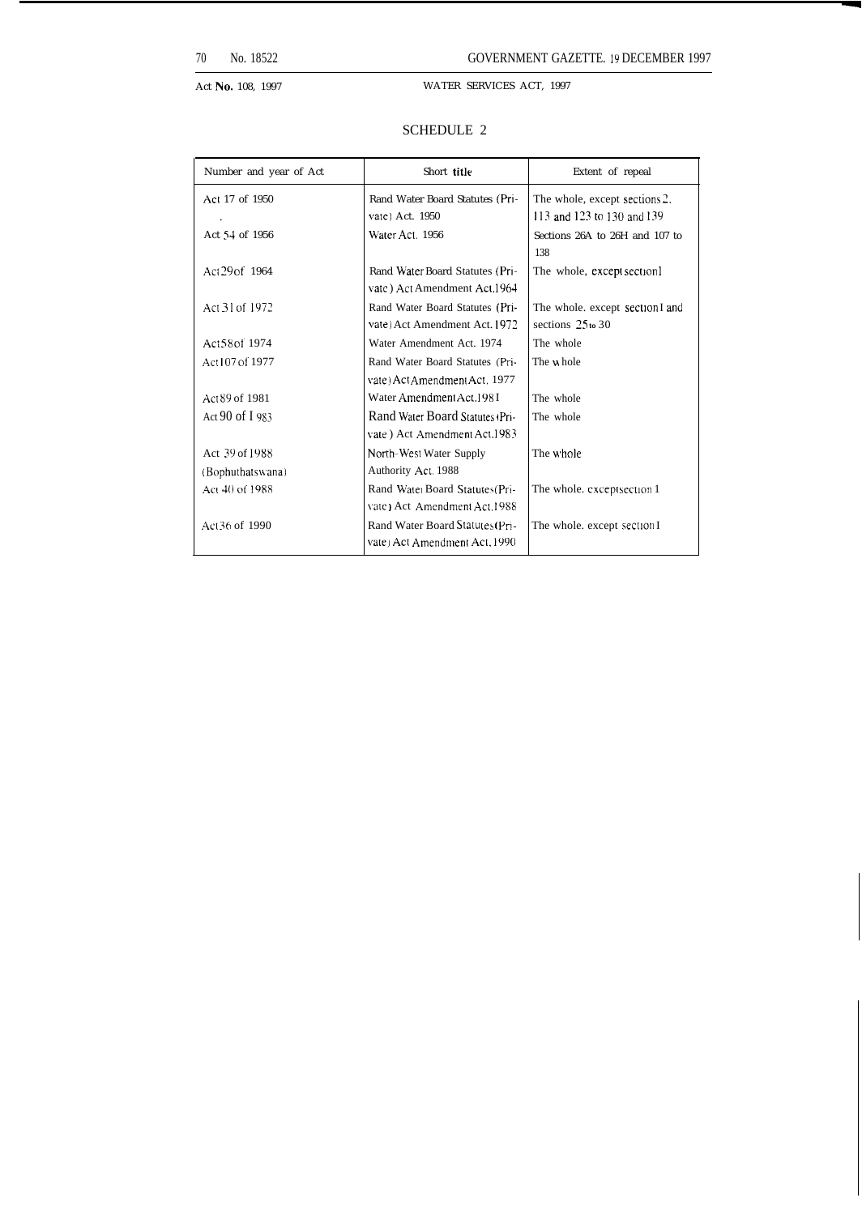## SCHEDULE 2

| Number and year of Act | Short title | Extent of repeal |
|---|---|---|
| Act 17 of 1950 | Rand Water Board Statutes (Private) Act. 1950 | The whole, except sections 2. 113 and 123 to 130 and 139 |
| Act 54 of 1956 | Water Act. 1956 | Sections 26A to 26H and 107 to 138 |
| Act 29 of 1964 | Rand Water Board Statutes (Private) Act Amendment Act, 1964 | The whole, except section 1 |
| Act 31 of 1972 | Rand Water Board Statutes (Private) Act Amendment Act. 1972 | The whole. except section 1 and sections 25 to 30 |
| Act 58 of 1974 | Water Amendment Act. 1974 | The whole |
| Act 107 of 1977 | Rand Water Board Statutes (Private) Act Amendment Act. 1977 | The whole |
| Act 89 of 1981 | Water Amendment Act, 1981 | The whole |
| Act 90 of 1983 | Rand Water Board Statutes (Private) Act Amendment Act, 1983 | The whole |
| Act 39 of 1988 (Bophuthatswana) | North-West Water Supply Authority Act. 1988 | The whole |
| Act 40 of 1988 | Rand Water Board Statutes (Private) Act Amendment Act, 1988 | The whole. except section 1 |
| Act 36 of 1990 | Rand Water Board Statutes (Private) Act Amendment Act, 1990 | The whole. except section 1 |